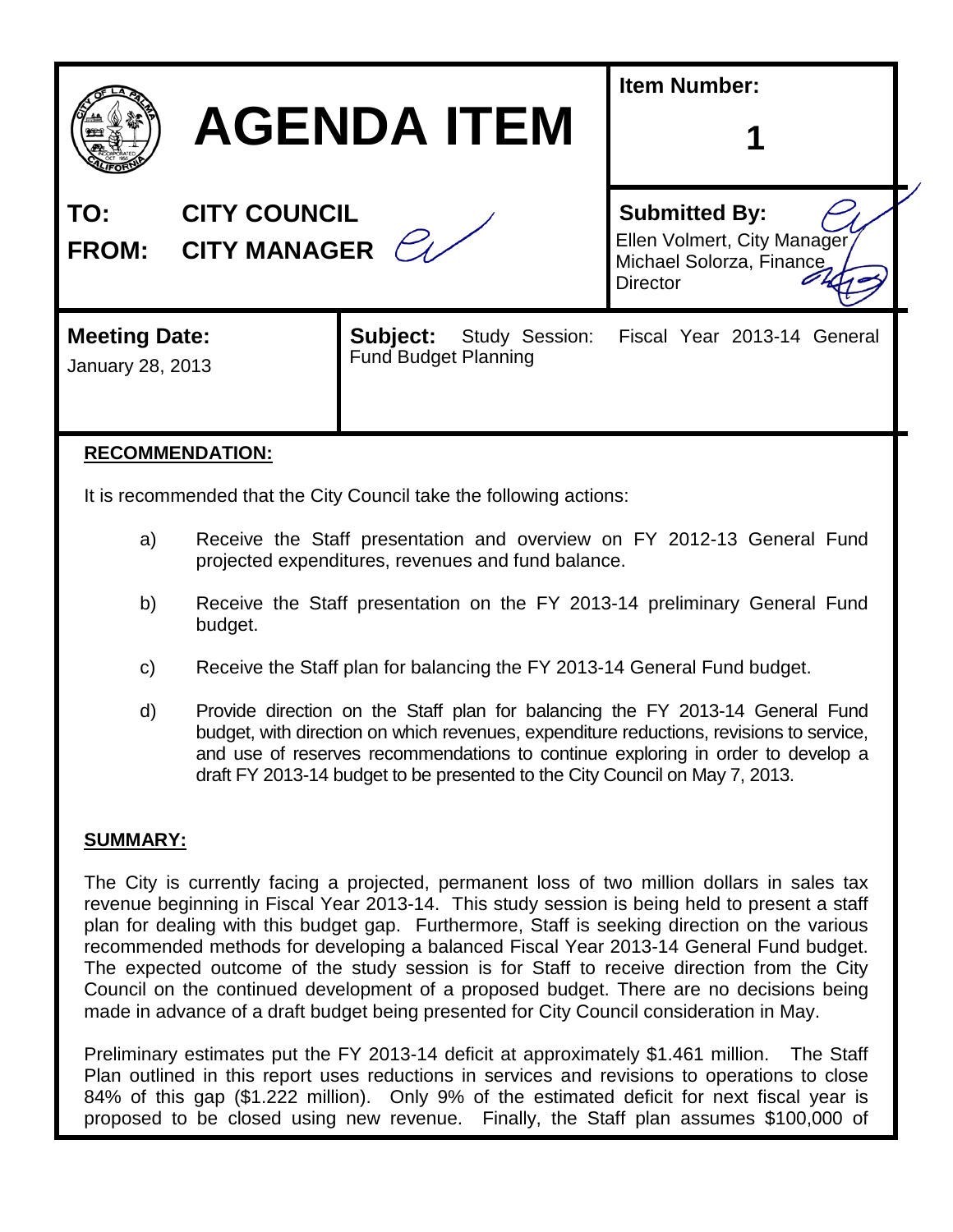# AGENDA ITEM

**Item Number:** 1

**TO:** CITY COUNCIL

**FROM:** CITY MANAGER

**Submitted By:**
Ellen Volmert, City Manager
Michael Solorza, Finance Director

**Meeting Date:** January 28, 2013

**Subject:** Study Session: Fiscal Year 2013-14 General Fund Budget Planning

**RECOMMENDATION:**

It is recommended that the City Council take the following actions:

a) Receive the Staff presentation and overview on FY 2012-13 General Fund projected expenditures, revenues and fund balance.

b) Receive the Staff presentation on the FY 2013-14 preliminary General Fund budget.

c) Receive the Staff plan for balancing the FY 2013-14 General Fund budget.

d) Provide direction on the Staff plan for balancing the FY 2013-14 General Fund budget, with direction on which revenues, expenditure reductions, revisions to service, and use of reserves recommendations to continue exploring in order to develop a draft FY 2013-14 budget to be presented to the City Council on May 7, 2013.

**SUMMARY:**

The City is currently facing a projected, permanent loss of two million dollars in sales tax revenue beginning in Fiscal Year 2013-14. This study session is being held to present a staff plan for dealing with this budget gap. Furthermore, Staff is seeking direction on the various recommended methods for developing a balanced Fiscal Year 2013-14 General Fund budget. The expected outcome of the study session is for Staff to receive direction from the City Council on the continued development of a proposed budget. There are no decisions being made in advance of a draft budget being presented for City Council consideration in May.

Preliminary estimates put the FY 2013-14 deficit at approximately $1.461 million. The Staff Plan outlined in this report uses reductions in services and revisions to operations to close 84% of this gap ($1.222 million). Only 9% of the estimated deficit for next fiscal year is proposed to be closed using new revenue. Finally, the Staff plan assumes $100,000 of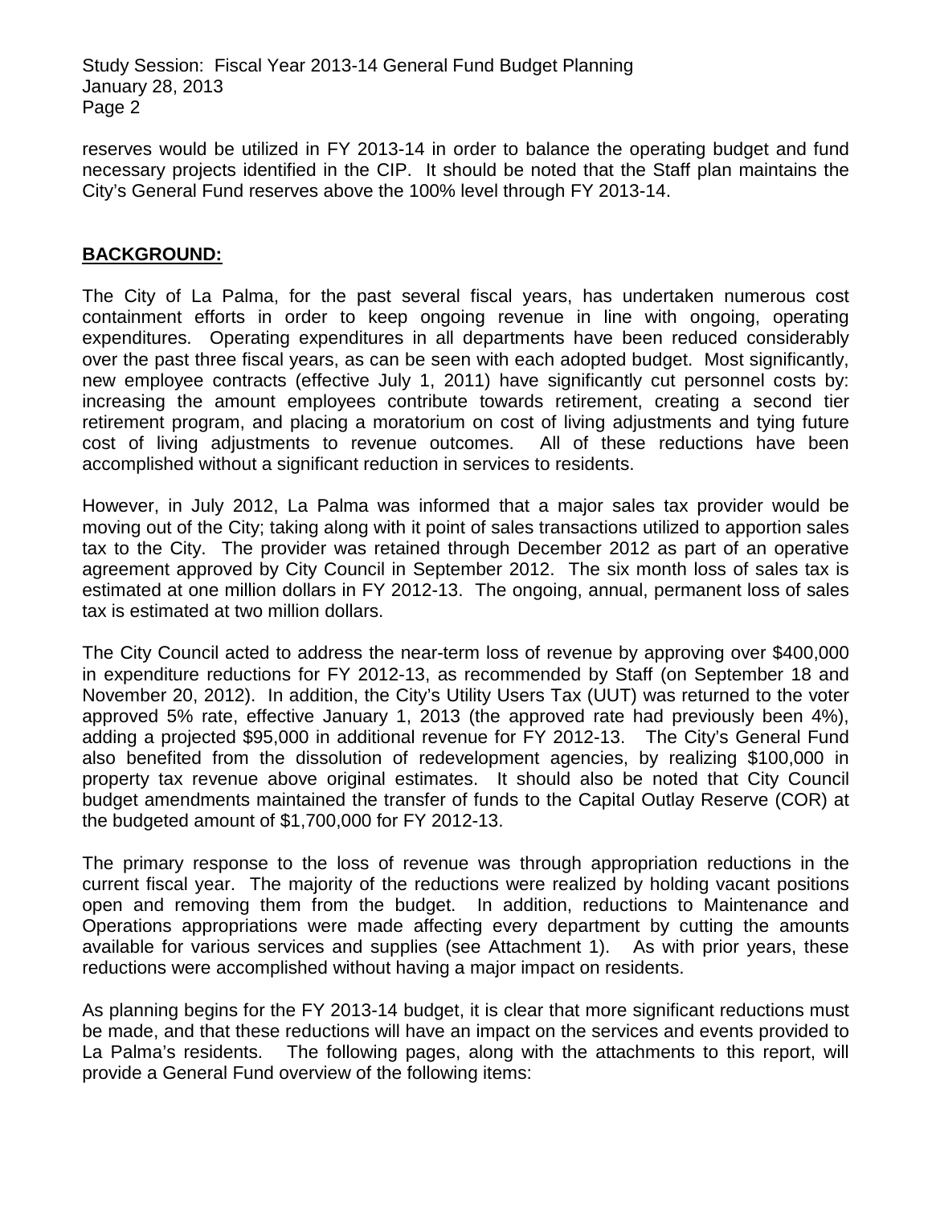reserves would be utilized in FY 2013-14 in order to balance the operating budget and fund necessary projects identified in the CIP. It should be noted that the Staff plan maintains the City's General Fund reserves above the 100% level through FY 2013-14.

## **BACKGROUND:**

The City of La Palma, for the past several fiscal years, has undertaken numerous cost containment efforts in order to keep ongoing revenue in line with ongoing, operating expenditures. Operating expenditures in all departments have been reduced considerably over the past three fiscal years, as can be seen with each adopted budget. Most significantly, new employee contracts (effective July 1, 2011) have significantly cut personnel costs by: increasing the amount employees contribute towards retirement, creating a second tier retirement program, and placing a moratorium on cost of living adjustments and tying future cost of living adjustments to revenue outcomes. All of these reductions have been accomplished without a significant reduction in services to residents.

However, in July 2012, La Palma was informed that a major sales tax provider would be moving out of the City; taking along with it point of sales transactions utilized to apportion sales tax to the City. The provider was retained through December 2012 as part of an operative agreement approved by City Council in September 2012. The six month loss of sales tax is estimated at one million dollars in FY 2012-13. The ongoing, annual, permanent loss of sales tax is estimated at two million dollars.

The City Council acted to address the near-term loss of revenue by approving over $400,000 in expenditure reductions for FY 2012-13, as recommended by Staff (on September 18 and November 20, 2012). In addition, the City's Utility Users Tax (UUT) was returned to the voter approved 5% rate, effective January 1, 2013 (the approved rate had previously been 4%), adding a projected $95,000 in additional revenue for FY 2012-13. The City's General Fund also benefited from the dissolution of redevelopment agencies, by realizing $100,000 in property tax revenue above original estimates. It should also be noted that City Council budget amendments maintained the transfer of funds to the Capital Outlay Reserve (COR) at the budgeted amount of $1,700,000 for FY 2012-13.

The primary response to the loss of revenue was through appropriation reductions in the current fiscal year. The majority of the reductions were realized by holding vacant positions open and removing them from the budget. In addition, reductions to Maintenance and Operations appropriations were made affecting every department by cutting the amounts available for various services and supplies (see Attachment 1). As with prior years, these reductions were accomplished without having a major impact on residents.

As planning begins for the FY 2013-14 budget, it is clear that more significant reductions must be made, and that these reductions will have an impact on the services and events provided to La Palma's residents. The following pages, along with the attachments to this report, will provide a General Fund overview of the following items: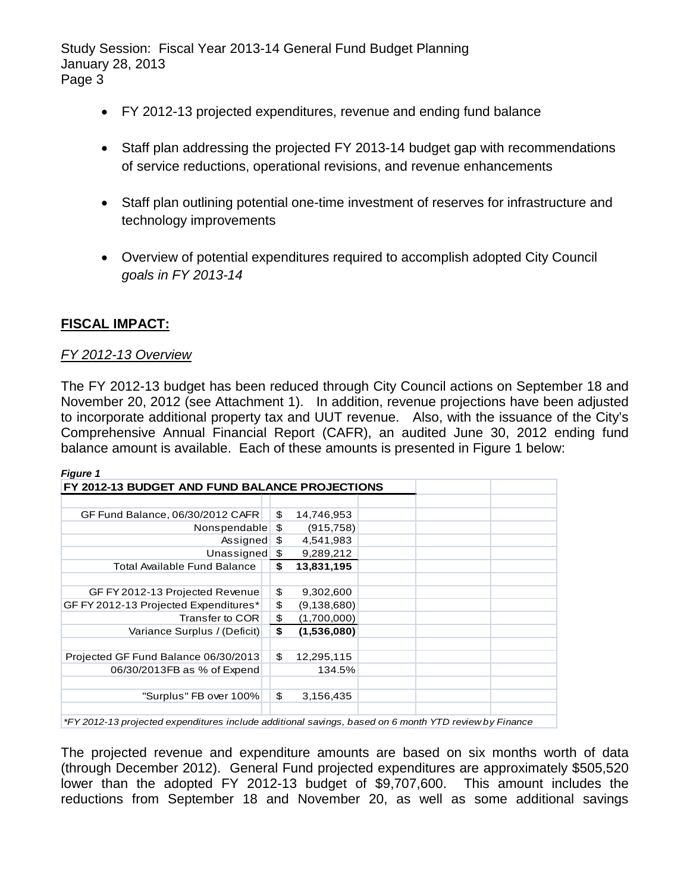- FY 2012-13 projected expenditures, revenue and ending fund balance
- Staff plan addressing the projected FY 2013-14 budget gap with recommendations of service reductions, operational revisions, and revenue enhancements
- Staff plan outlining potential one-time investment of reserves for infrastructure and technology improvements
- Overview of potential expenditures required to accomplish adopted City Council *goals in FY 2013-14*

## FISCAL IMPACT:

*FY 2012-13 Overview*

The FY 2012-13 budget has been reduced through City Council actions on September 18 and November 20, 2012 (see Attachment 1). In addition, revenue projections have been adjusted to incorporate additional property tax and UUT revenue. Also, with the issuance of the City's Comprehensive Annual Financial Report (CAFR), an audited June 30, 2012 ending fund balance amount is available. Each of these amounts is presented in Figure 1 below:

*Figure 1*

| FY 2012-13 BUDGET AND FUND BALANCE PROJECTIONS | |
|---|---|
| GF Fund Balance, 06/30/2012 CAFR | $ 14,746,953 |
| Nonspendable | $ (915,758) |
| Assigned | $ 4,541,983 |
| Unassigned | $ 9,289,212 |
| **Total Available Fund Balance** | **$ 13,831,195** |
| | |
| GF FY 2012-13 Projected Revenue | $ 9,302,600 |
| GF FY 2012-13 Projected Expenditures* | $ (9,138,680) |
| Transfer to COR | $ (1,700,000) |
| Variance Surplus / (Deficit) | **$ (1,536,080)** |
| | |
| Projected GF Fund Balance 06/30/2013 | $ 12,295,115 |
| 06/30/2013FB as % of Expend | 134.5% |
| | |
| "Surplus" FB over 100% | $ 3,156,435 |

*\*FY 2012-13 projected expenditures include additional savings, based on 6 month YTD review by Finance*

The projected revenue and expenditure amounts are based on six months worth of data (through December 2012). General Fund projected expenditures are approximately $505,520 lower than the adopted FY 2012-13 budget of $9,707,600. This amount includes the reductions from September 18 and November 20, as well as some additional savings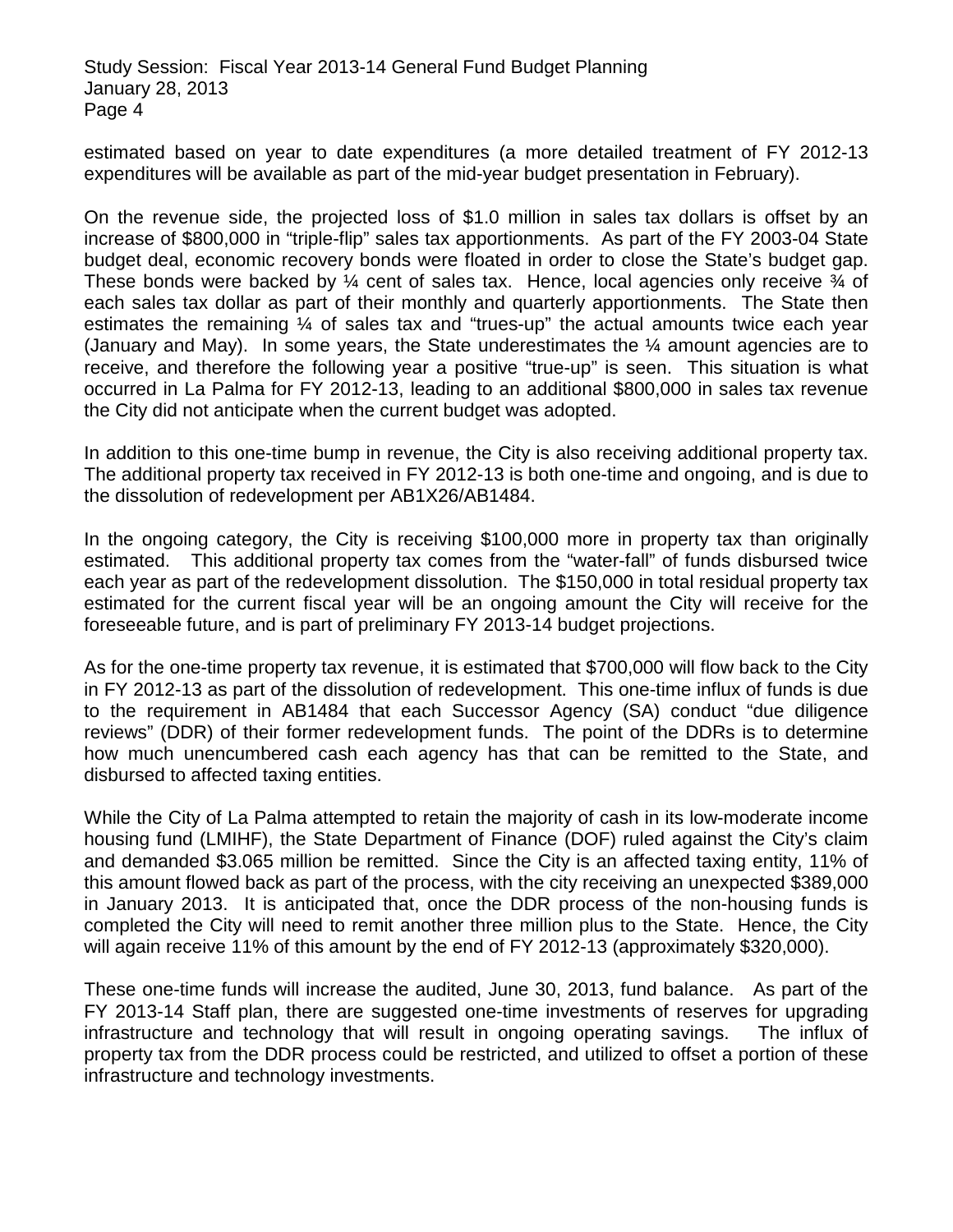estimated based on year to date expenditures (a more detailed treatment of FY 2012-13 expenditures will be available as part of the mid-year budget presentation in February).

On the revenue side, the projected loss of $1.0 million in sales tax dollars is offset by an increase of $800,000 in "triple-flip" sales tax apportionments. As part of the FY 2003-04 State budget deal, economic recovery bonds were floated in order to close the State's budget gap. These bonds were backed by ¼ cent of sales tax. Hence, local agencies only receive ¾ of each sales tax dollar as part of their monthly and quarterly apportionments. The State then estimates the remaining ¼ of sales tax and "trues-up" the actual amounts twice each year (January and May). In some years, the State underestimates the ¼ amount agencies are to receive, and therefore the following year a positive "true-up" is seen. This situation is what occurred in La Palma for FY 2012-13, leading to an additional $800,000 in sales tax revenue the City did not anticipate when the current budget was adopted.

In addition to this one-time bump in revenue, the City is also receiving additional property tax. The additional property tax received in FY 2012-13 is both one-time and ongoing, and is due to the dissolution of redevelopment per AB1X26/AB1484.

In the ongoing category, the City is receiving $100,000 more in property tax than originally estimated. This additional property tax comes from the "water-fall" of funds disbursed twice each year as part of the redevelopment dissolution. The $150,000 in total residual property tax estimated for the current fiscal year will be an ongoing amount the City will receive for the foreseeable future, and is part of preliminary FY 2013-14 budget projections.

As for the one-time property tax revenue, it is estimated that $700,000 will flow back to the City in FY 2012-13 as part of the dissolution of redevelopment. This one-time influx of funds is due to the requirement in AB1484 that each Successor Agency (SA) conduct "due diligence reviews" (DDR) of their former redevelopment funds. The point of the DDRs is to determine how much unencumbered cash each agency has that can be remitted to the State, and disbursed to affected taxing entities.

While the City of La Palma attempted to retain the majority of cash in its low-moderate income housing fund (LMIHF), the State Department of Finance (DOF) ruled against the City's claim and demanded $3.065 million be remitted. Since the City is an affected taxing entity, 11% of this amount flowed back as part of the process, with the city receiving an unexpected $389,000 in January 2013. It is anticipated that, once the DDR process of the non-housing funds is completed the City will need to remit another three million plus to the State. Hence, the City will again receive 11% of this amount by the end of FY 2012-13 (approximately $320,000).

These one-time funds will increase the audited, June 30, 2013, fund balance. As part of the FY 2013-14 Staff plan, there are suggested one-time investments of reserves for upgrading infrastructure and technology that will result in ongoing operating savings. The influx of property tax from the DDR process could be restricted, and utilized to offset a portion of these infrastructure and technology investments.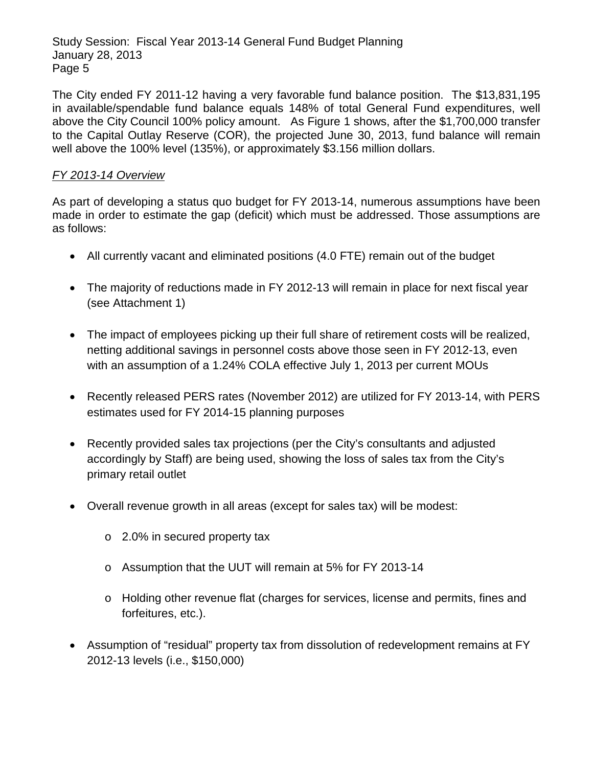The City ended FY 2011-12 having a very favorable fund balance position. The $13,831,195 in available/spendable fund balance equals 148% of total General Fund expenditures, well above the City Council 100% policy amount. As Figure 1 shows, after the $1,700,000 transfer to the Capital Outlay Reserve (COR), the projected June 30, 2013, fund balance will remain well above the 100% level (135%), or approximately $3.156 million dollars.

*FY 2013-14 Overview*

As part of developing a status quo budget for FY 2013-14, numerous assumptions have been made in order to estimate the gap (deficit) which must be addressed. Those assumptions are as follows:

- All currently vacant and eliminated positions (4.0 FTE) remain out of the budget
- The majority of reductions made in FY 2012-13 will remain in place for next fiscal year (see Attachment 1)
- The impact of employees picking up their full share of retirement costs will be realized, netting additional savings in personnel costs above those seen in FY 2012-13, even with an assumption of a 1.24% COLA effective July 1, 2013 per current MOUs
- Recently released PERS rates (November 2012) are utilized for FY 2013-14, with PERS estimates used for FY 2014-15 planning purposes
- Recently provided sales tax projections (per the City's consultants and adjusted accordingly by Staff) are being used, showing the loss of sales tax from the City's primary retail outlet
- Overall revenue growth in all areas (except for sales tax) will be modest:
    - 2.0% in secured property tax
    - Assumption that the UUT will remain at 5% for FY 2013-14
    - Holding other revenue flat (charges for services, license and permits, fines and forfeitures, etc.).
- Assumption of "residual" property tax from dissolution of redevelopment remains at FY 2012-13 levels (i.e., $150,000)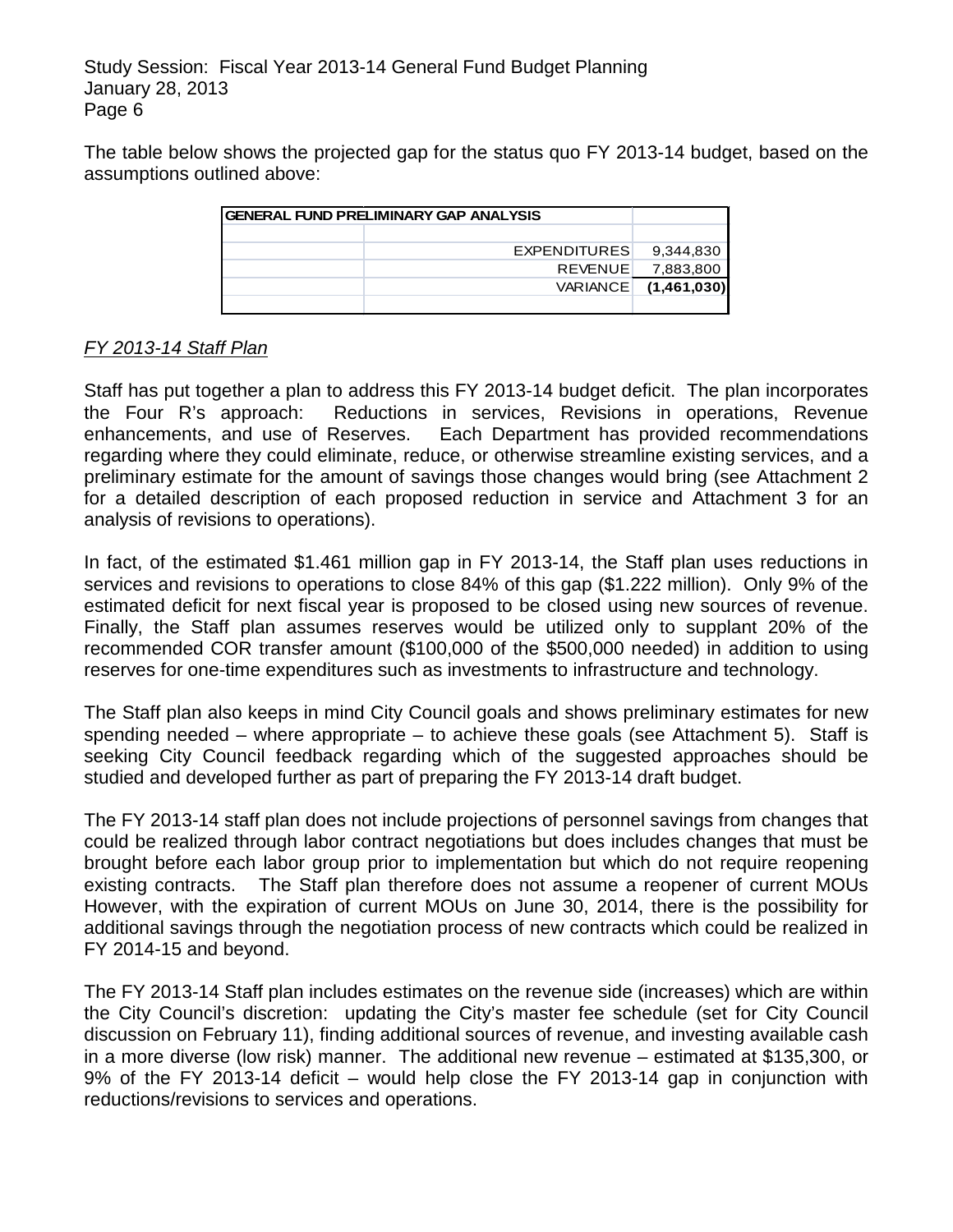The table below shows the projected gap for the status quo FY 2013-14 budget, based on the assumptions outlined above:

| GENERAL FUND PRELIMINARY GAP ANALYSIS | | |
|---|---|---|
| | EXPENDITURES | 9,344,830 |
| | REVENUE | 7,883,800 |
| | VARIANCE | **(1,461,030)** |

*FY 2013-14 Staff Plan*

Staff has put together a plan to address this FY 2013-14 budget deficit. The plan incorporates the Four R's approach: Reductions in services, Revisions in operations, Revenue enhancements, and use of Reserves. Each Department has provided recommendations regarding where they could eliminate, reduce, or otherwise streamline existing services, and a preliminary estimate for the amount of savings those changes would bring (see Attachment 2 for a detailed description of each proposed reduction in service and Attachment 3 for an analysis of revisions to operations).

In fact, of the estimated $1.461 million gap in FY 2013-14, the Staff plan uses reductions in services and revisions to operations to close 84% of this gap ($1.222 million). Only 9% of the estimated deficit for next fiscal year is proposed to be closed using new sources of revenue. Finally, the Staff plan assumes reserves would be utilized only to supplant 20% of the recommended COR transfer amount ($100,000 of the $500,000 needed) in addition to using reserves for one-time expenditures such as investments to infrastructure and technology.

The Staff plan also keeps in mind City Council goals and shows preliminary estimates for new spending needed – where appropriate – to achieve these goals (see Attachment 5). Staff is seeking City Council feedback regarding which of the suggested approaches should be studied and developed further as part of preparing the FY 2013-14 draft budget.

The FY 2013-14 staff plan does not include projections of personnel savings from changes that could be realized through labor contract negotiations but does includes changes that must be brought before each labor group prior to implementation but which do not require reopening existing contracts. The Staff plan therefore does not assume a reopener of current MOUs However, with the expiration of current MOUs on June 30, 2014, there is the possibility for additional savings through the negotiation process of new contracts which could be realized in FY 2014-15 and beyond.

The FY 2013-14 Staff plan includes estimates on the revenue side (increases) which are within the City Council's discretion: updating the City's master fee schedule (set for City Council discussion on February 11), finding additional sources of revenue, and investing available cash in a more diverse (low risk) manner. The additional new revenue – estimated at $135,300, or 9% of the FY 2013-14 deficit – would help close the FY 2013-14 gap in conjunction with reductions/revisions to services and operations.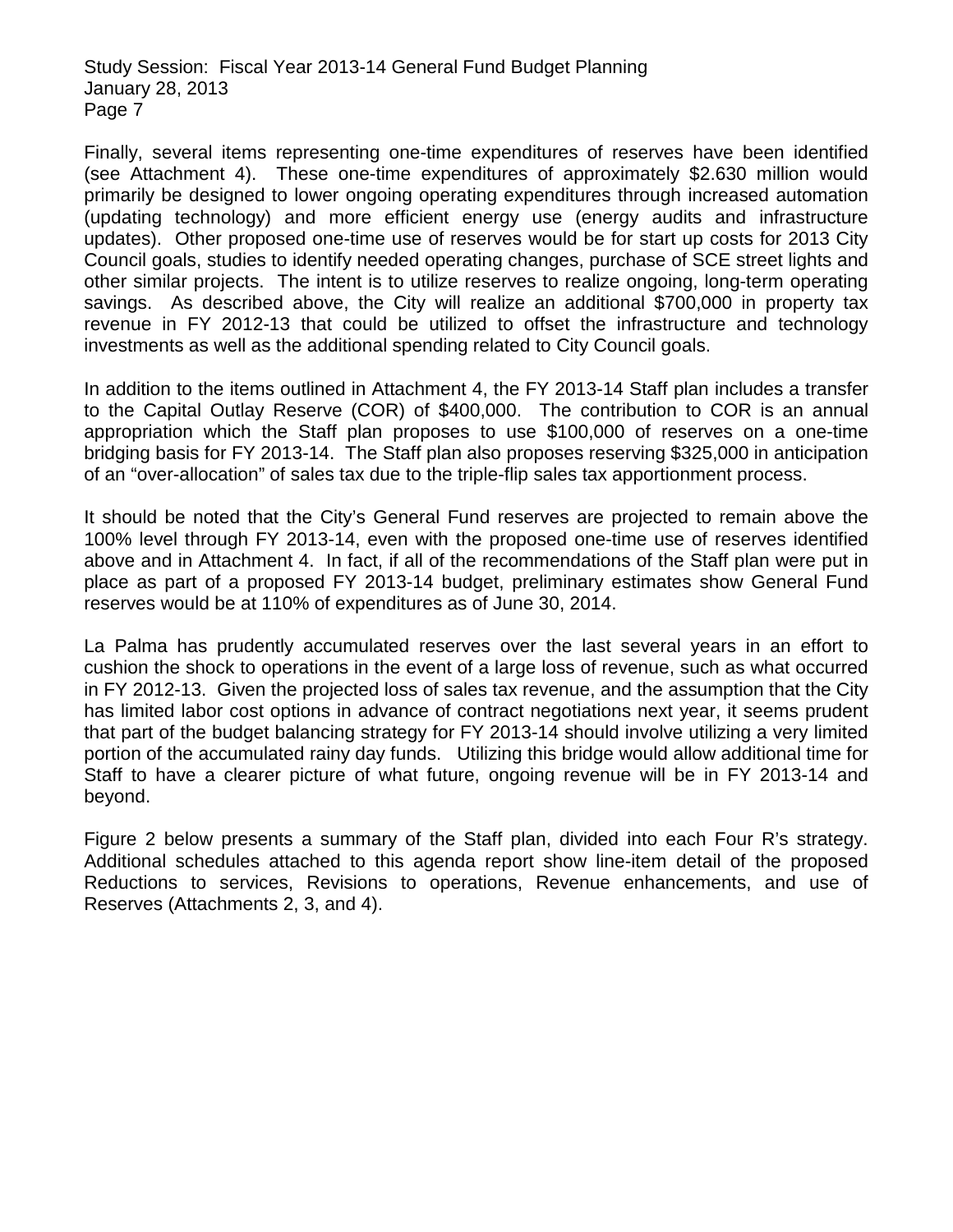Finally, several items representing one-time expenditures of reserves have been identified (see Attachment 4). These one-time expenditures of approximately $2.630 million would primarily be designed to lower ongoing operating expenditures through increased automation (updating technology) and more efficient energy use (energy audits and infrastructure updates). Other proposed one-time use of reserves would be for start up costs for 2013 City Council goals, studies to identify needed operating changes, purchase of SCE street lights and other similar projects. The intent is to utilize reserves to realize ongoing, long-term operating savings. As described above, the City will realize an additional $700,000 in property tax revenue in FY 2012-13 that could be utilized to offset the infrastructure and technology investments as well as the additional spending related to City Council goals.

In addition to the items outlined in Attachment 4, the FY 2013-14 Staff plan includes a transfer to the Capital Outlay Reserve (COR) of $400,000. The contribution to COR is an annual appropriation which the Staff plan proposes to use $100,000 of reserves on a one-time bridging basis for FY 2013-14. The Staff plan also proposes reserving $325,000 in anticipation of an "over-allocation" of sales tax due to the triple-flip sales tax apportionment process.

It should be noted that the City's General Fund reserves are projected to remain above the 100% level through FY 2013-14, even with the proposed one-time use of reserves identified above and in Attachment 4. In fact, if all of the recommendations of the Staff plan were put in place as part of a proposed FY 2013-14 budget, preliminary estimates show General Fund reserves would be at 110% of expenditures as of June 30, 2014.

La Palma has prudently accumulated reserves over the last several years in an effort to cushion the shock to operations in the event of a large loss of revenue, such as what occurred in FY 2012-13. Given the projected loss of sales tax revenue, and the assumption that the City has limited labor cost options in advance of contract negotiations next year, it seems prudent that part of the budget balancing strategy for FY 2013-14 should involve utilizing a very limited portion of the accumulated rainy day funds. Utilizing this bridge would allow additional time for Staff to have a clearer picture of what future, ongoing revenue will be in FY 2013-14 and beyond.

Figure 2 below presents a summary of the Staff plan, divided into each Four R's strategy. Additional schedules attached to this agenda report show line-item detail of the proposed Reductions to services, Revisions to operations, Revenue enhancements, and use of Reserves (Attachments 2, 3, and 4).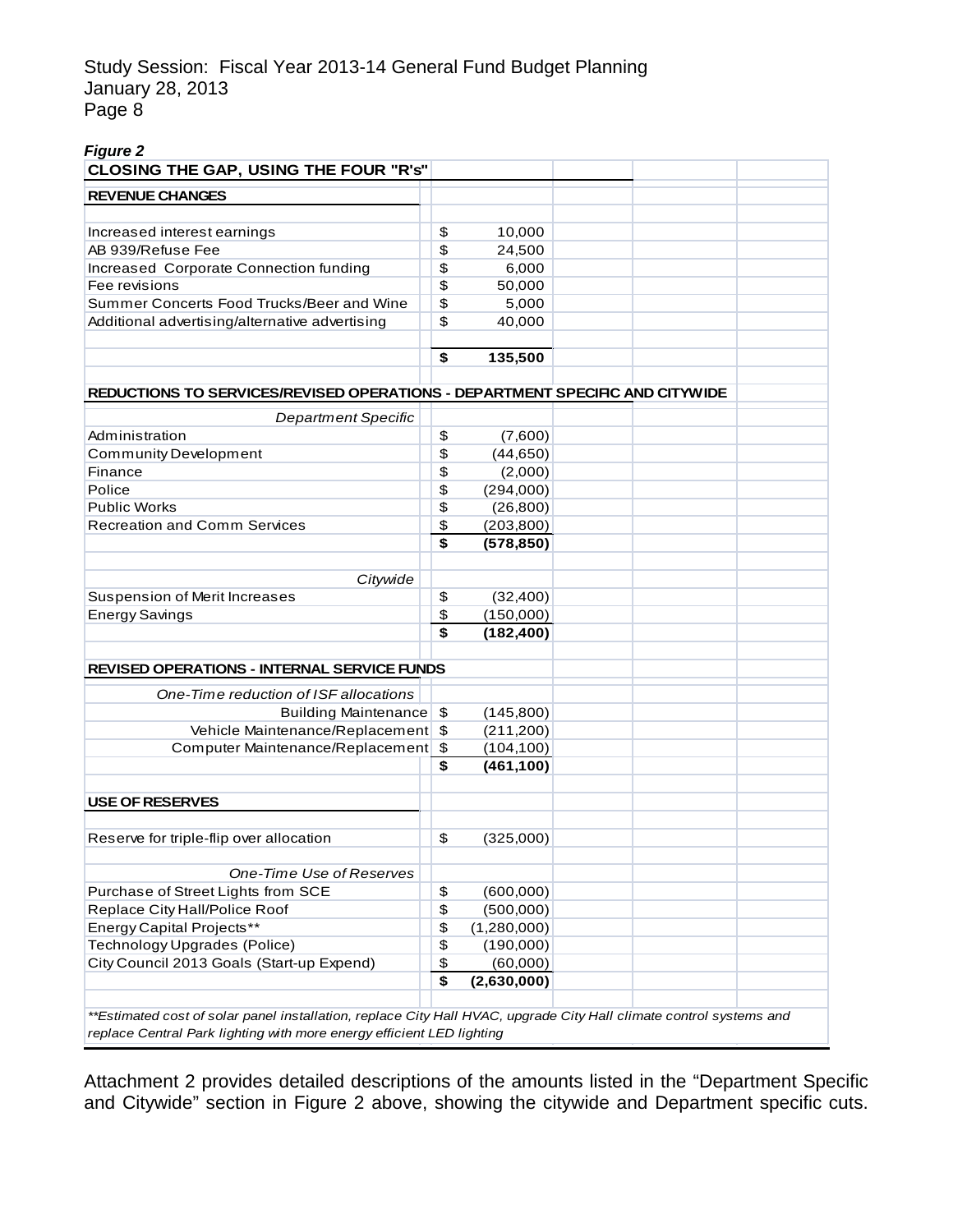*Figure 2*

| CLOSING THE GAP, USING THE FOUR "R's" | | |
|---|---|---|
| **REVENUE CHANGES** | | |
| Increased interest earnings | $ | 10,000 |
| AB 939/Refuse Fee | $ | 24,500 |
| Increased Corporate Connection funding | $ | 6,000 |
| Fee revisions | $ | 50,000 |
| Summer Concerts Food Trucks/Beer and Wine | $ | 5,000 |
| Additional advertising/alternative advertising | $ | 40,000 |
| | **$** | **135,500** |
| **REDUCTIONS TO SERVICES/REVISED OPERATIONS - DEPARTMENT SPECIFIC AND CITYWIDE** | | |
| *Department Specific* | | |
| Administration | $ | (7,600) |
| Community Development | $ | (44,650) |
| Finance | $ | (2,000) |
| Police | $ | (294,000) |
| Public Works | $ | (26,800) |
| Recreation and Comm Services | $ | (203,800) |
| | **$** | **(578,850)** |
| *Citywide* | | |
| Suspension of Merit Increases | $ | (32,400) |
| Energy Savings | $ | (150,000) |
| | **$** | **(182,400)** |
| **REVISED OPERATIONS - INTERNAL SERVICE FUNDS** | | |
| *One-Time reduction of ISF allocations* | | |
| Building Maintenance | $ | (145,800) |
| Vehicle Maintenance/Replacement | $ | (211,200) |
| Computer Maintenance/Replacement | $ | (104,100) |
| | **$** | **(461,100)** |
| **USE OF RESERVES** | | |
| Reserve for triple-flip over allocation | $ | (325,000) |
| *One-Time Use of Reserves* | | |
| Purchase of Street Lights from SCE | $ | (600,000) |
| Replace City Hall/Police Roof | $ | (500,000) |
| Energy Capital Projects** | $ | (1,280,000) |
| Technology Upgrades (Police) | $ | (190,000) |
| City Council 2013 Goals (Start-up Expend) | $ | (60,000) |
| | **$** | **(2,630,000)** |

*\*\*Estimated cost of solar panel installation, replace City Hall HVAC, upgrade City Hall climate control systems and replace Central Park lighting with more energy efficient LED lighting*

Attachment 2 provides detailed descriptions of the amounts listed in the "Department Specific and Citywide" section in Figure 2 above, showing the citywide and Department specific cuts.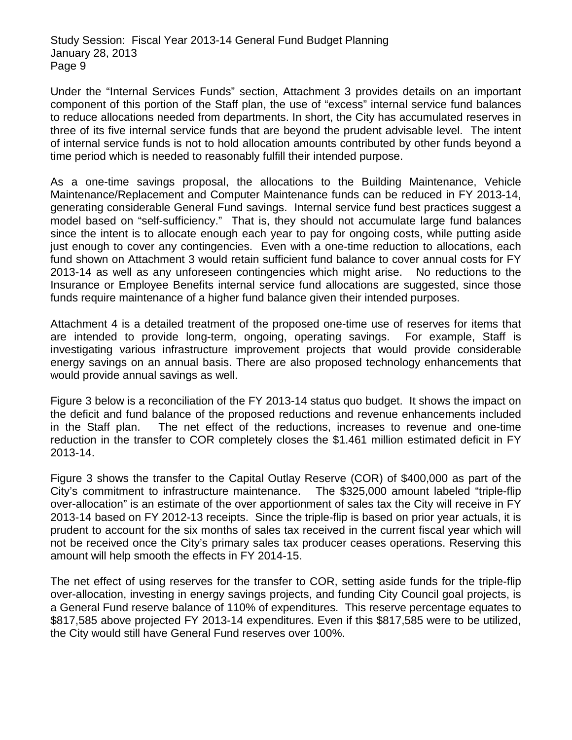Under the "Internal Services Funds" section, Attachment 3 provides details on an important component of this portion of the Staff plan, the use of "excess" internal service fund balances to reduce allocations needed from departments. In short, the City has accumulated reserves in three of its five internal service funds that are beyond the prudent advisable level. The intent of internal service funds is not to hold allocation amounts contributed by other funds beyond a time period which is needed to reasonably fulfill their intended purpose.

As a one-time savings proposal, the allocations to the Building Maintenance, Vehicle Maintenance/Replacement and Computer Maintenance funds can be reduced in FY 2013-14, generating considerable General Fund savings. Internal service fund best practices suggest a model based on "self-sufficiency." That is, they should not accumulate large fund balances since the intent is to allocate enough each year to pay for ongoing costs, while putting aside just enough to cover any contingencies. Even with a one-time reduction to allocations, each fund shown on Attachment 3 would retain sufficient fund balance to cover annual costs for FY 2013-14 as well as any unforeseen contingencies which might arise. No reductions to the Insurance or Employee Benefits internal service fund allocations are suggested, since those funds require maintenance of a higher fund balance given their intended purposes.

Attachment 4 is a detailed treatment of the proposed one-time use of reserves for items that are intended to provide long-term, ongoing, operating savings. For example, Staff is investigating various infrastructure improvement projects that would provide considerable energy savings on an annual basis. There are also proposed technology enhancements that would provide annual savings as well.

Figure 3 below is a reconciliation of the FY 2013-14 status quo budget. It shows the impact on the deficit and fund balance of the proposed reductions and revenue enhancements included in the Staff plan. The net effect of the reductions, increases to revenue and one-time reduction in the transfer to COR completely closes the $1.461 million estimated deficit in FY 2013-14.

Figure 3 shows the transfer to the Capital Outlay Reserve (COR) of $400,000 as part of the City's commitment to infrastructure maintenance. The $325,000 amount labeled "triple-flip over-allocation" is an estimate of the over apportionment of sales tax the City will receive in FY 2013-14 based on FY 2012-13 receipts. Since the triple-flip is based on prior year actuals, it is prudent to account for the six months of sales tax received in the current fiscal year which will not be received once the City's primary sales tax producer ceases operations. Reserving this amount will help smooth the effects in FY 2014-15.

The net effect of using reserves for the transfer to COR, setting aside funds for the triple-flip over-allocation, investing in energy savings projects, and funding City Council goal projects, is a General Fund reserve balance of 110% of expenditures. This reserve percentage equates to $817,585 above projected FY 2013-14 expenditures. Even if this $817,585 were to be utilized, the City would still have General Fund reserves over 100%.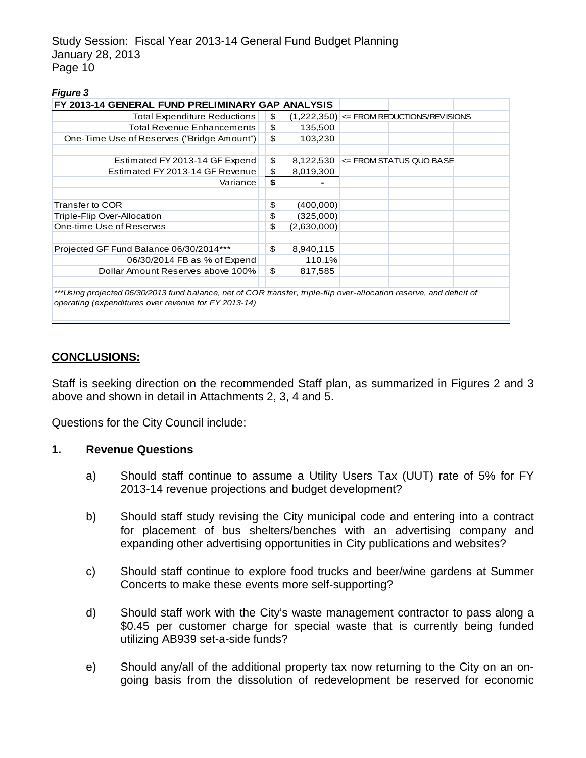*Figure 3*

| FY 2013-14 GENERAL FUND PRELIMINARY GAP ANALYSIS | | |
|---|---|---|
| Total Expenditure Reductions | $ (1,222,350) | <= FROM REDUCTIONS/REVISIONS |
| Total Revenue Enhancements | $ 135,500 | |
| One-Time Use of Reserves ("Bridge Amount") | $ 103,230 | |
| | | |
| Estimated FY 2013-14 GF Expend | $ 8,122,530 | <= FROM STATUS QUO BASE |
| Estimated FY 2013-14 GF Revenue | $ 8,019,300 | |
| Variance | **$ -** | |
| | | |
| Transfer to COR | $ (400,000) | |
| Triple-Flip Over-Allocation | $ (325,000) | |
| One-time Use of Reserves | $ (2,630,000) | |
| | | |
| Projected GF Fund Balance 06/30/2014*** | $ 8,940,115 | |
| 06/30/2014 FB as % of Expend | 110.1% | |
| Dollar Amount Reserves above 100% | $ 817,585 | |

****Using projected 06/30/2013 fund balance, net of COR transfer, triple-flip over-allocation reserve, and deficit of operating (expenditures over revenue for FY 2013-14)*

**CONCLUSIONS:**

Staff is seeking direction on the recommended Staff plan, as summarized in Figures 2 and 3 above and shown in detail in Attachments 2, 3, 4 and 5.

Questions for the City Council include:

**1. Revenue Questions**

a) Should staff continue to assume a Utility Users Tax (UUT) rate of 5% for FY 2013-14 revenue projections and budget development?

b) Should staff study revising the City municipal code and entering into a contract for placement of bus shelters/benches with an advertising company and expanding other advertising opportunities in City publications and websites?

c) Should staff continue to explore food trucks and beer/wine gardens at Summer Concerts to make these events more self-supporting?

d) Should staff work with the City's waste management contractor to pass along a $0.45 per customer charge for special waste that is currently being funded utilizing AB939 set-a-side funds?

e) Should any/all of the additional property tax now returning to the City on an on-going basis from the dissolution of redevelopment be reserved for economic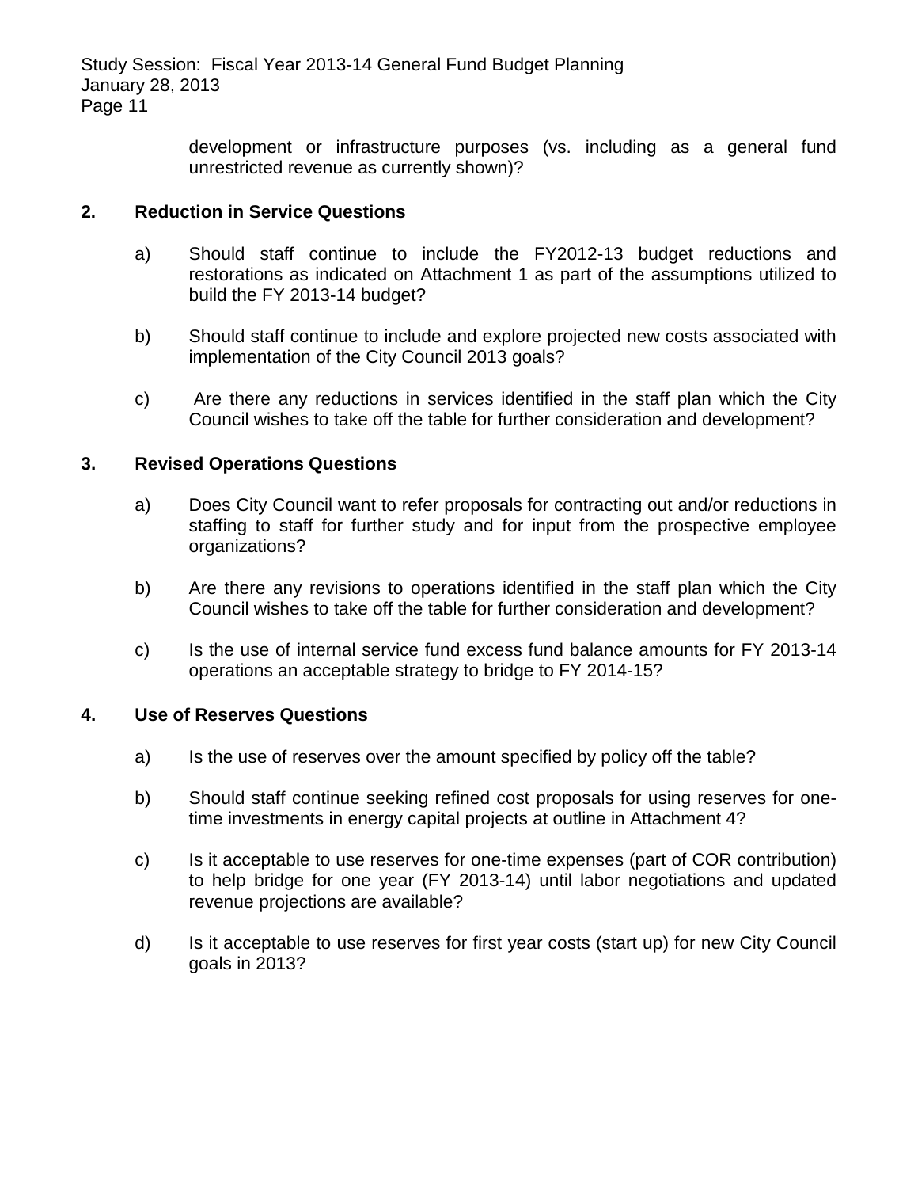development or infrastructure purposes (vs. including as a general fund unrestricted revenue as currently shown)?

**2. Reduction in Service Questions**

a) Should staff continue to include the FY2012-13 budget reductions and restorations as indicated on Attachment 1 as part of the assumptions utilized to build the FY 2013-14 budget?

b) Should staff continue to include and explore projected new costs associated with implementation of the City Council 2013 goals?

c) Are there any reductions in services identified in the staff plan which the City Council wishes to take off the table for further consideration and development?

**3. Revised Operations Questions**

a) Does City Council want to refer proposals for contracting out and/or reductions in staffing to staff for further study and for input from the prospective employee organizations?

b) Are there any revisions to operations identified in the staff plan which the City Council wishes to take off the table for further consideration and development?

c) Is the use of internal service fund excess fund balance amounts for FY 2013-14 operations an acceptable strategy to bridge to FY 2014-15?

**4. Use of Reserves Questions**

a) Is the use of reserves over the amount specified by policy off the table?

b) Should staff continue seeking refined cost proposals for using reserves for one-time investments in energy capital projects at outline in Attachment 4?

c) Is it acceptable to use reserves for one-time expenses (part of COR contribution) to help bridge for one year (FY 2013-14) until labor negotiations and updated revenue projections are available?

d) Is it acceptable to use reserves for first year costs (start up) for new City Council goals in 2013?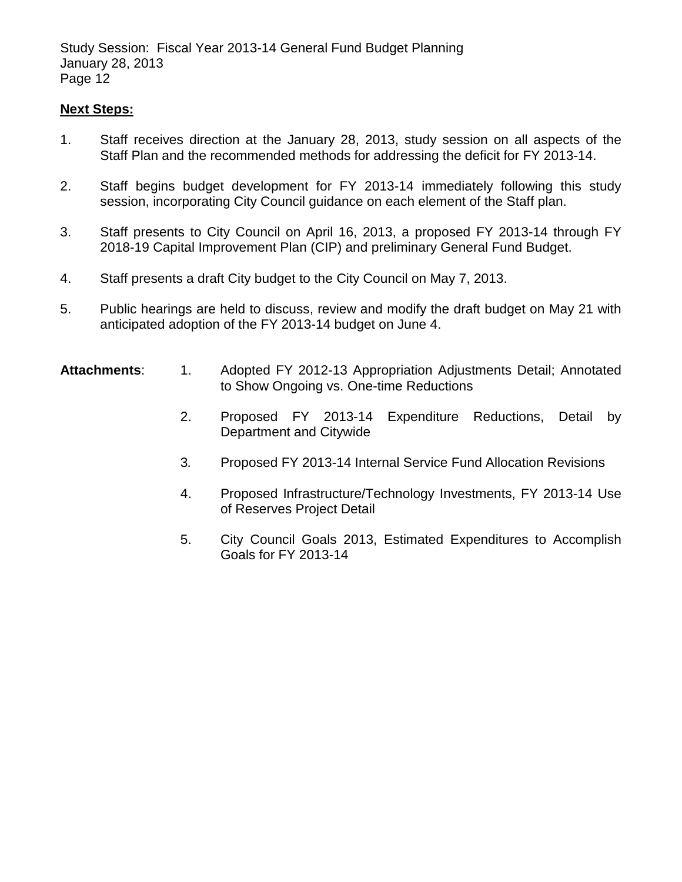## Next Steps:

1. Staff receives direction at the January 28, 2013, study session on all aspects of the Staff Plan and the recommended methods for addressing the deficit for FY 2013-14.

2. Staff begins budget development for FY 2013-14 immediately following this study session, incorporating City Council guidance on each element of the Staff plan.

3. Staff presents to City Council on April 16, 2013, a proposed FY 2013-14 through FY 2018-19 Capital Improvement Plan (CIP) and preliminary General Fund Budget.

4. Staff presents a draft City budget to the City Council on May 7, 2013.

5. Public hearings are held to discuss, review and modify the draft budget on May 21 with anticipated adoption of the FY 2013-14 budget on June 4.

**Attachments**:

1. Adopted FY 2012-13 Appropriation Adjustments Detail; Annotated to Show Ongoing vs. One-time Reductions

2. Proposed FY 2013-14 Expenditure Reductions, Detail by Department and Citywide

3. Proposed FY 2013-14 Internal Service Fund Allocation Revisions

4. Proposed Infrastructure/Technology Investments, FY 2013-14 Use of Reserves Project Detail

5. City Council Goals 2013, Estimated Expenditures to Accomplish Goals for FY 2013-14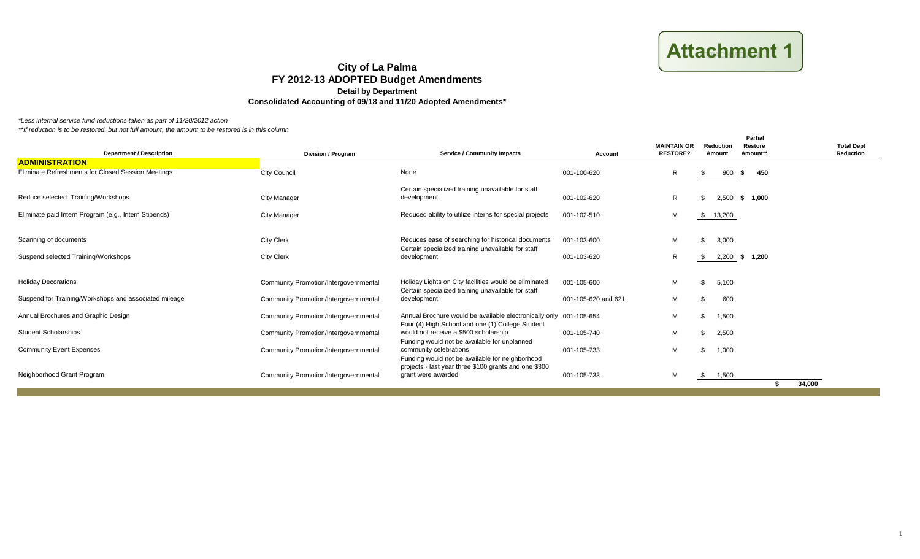**Attachment 1**

# City of La Palma
## FY 2012-13 ADOPTED Budget Amendments
### Detail by Department
### Consolidated Accounting of 09/18 and 11/20 Adopted Amendments*

*\*Less internal service fund reductions taken as part of 11/20/2012 action*

*\*\*If reduction is to be restored, but not full amount, the amount to be restored is in this column*

| Department / Description | Division / Program | Service / Community Impacts | Account | MAINTAIN OR RESTORE? | Reduction Amount | Partial Restore Amount** | Total Dept Reduction |
|---|---|---|---|---|---|---|---|
| **ADMINISTRATION** | | | | | | | |
| Eliminate Refreshments for Closed Session Meetings | City Council | None | 001-100-620 | R | $ 900 | $ 450 | |
| Reduce selected Training/Workshops | City Manager | Certain specialized training unavailable for staff development | 001-102-620 | R | $ 2,500 | $ 1,000 | |
| Eliminate paid Intern Program (e.g., Intern Stipends) | City Manager | Reduced ability to utilize interns for special projects | 001-102-510 | M | $ 13,200 | | |
| Scanning of documents | City Clerk | Reduces ease of searching for historical documents | 001-103-600 | M | $ 3,000 | | |
| Suspend selected Training/Workshops | City Clerk | Certain specialized training unavailable for staff development | 001-103-620 | R | $ 2,200 | $ 1,200 | |
| Holiday Decorations | Community Promotion/Intergovernmental | Holiday Lights on City facilities would be eliminated | 001-105-600 | M | $ 5,100 | | |
| Suspend for Training/Workshops and associated mileage | Community Promotion/Intergovernmental | Certain specialized training unavailable for staff development | 001-105-620 and 621 | M | $ 600 | | |
| Annual Brochures and Graphic Design | Community Promotion/Intergovernmental | Annual Brochure would be available electronically only | 001-105-654 | M | $ 1,500 | | |
| Student Scholarships | Community Promotion/Intergovernmental | Four (4) High School and one (1) College Student would not receive a $500 scholarship | 001-105-740 | M | $ 2,500 | | |
| Community Event Expenses | Community Promotion/Intergovernmental | Funding would not be available for unplanned community celebrations | 001-105-733 | M | $ 1,000 | | |
| Neighborhood Grant Program | Community Promotion/Intergovernmental | Funding would not be available for neighborhood projects - last year three $100 grants and one $300 grant were awarded | 001-105-733 | M | $ 1,500 | | |
| | | | | | | | $ 34,000 |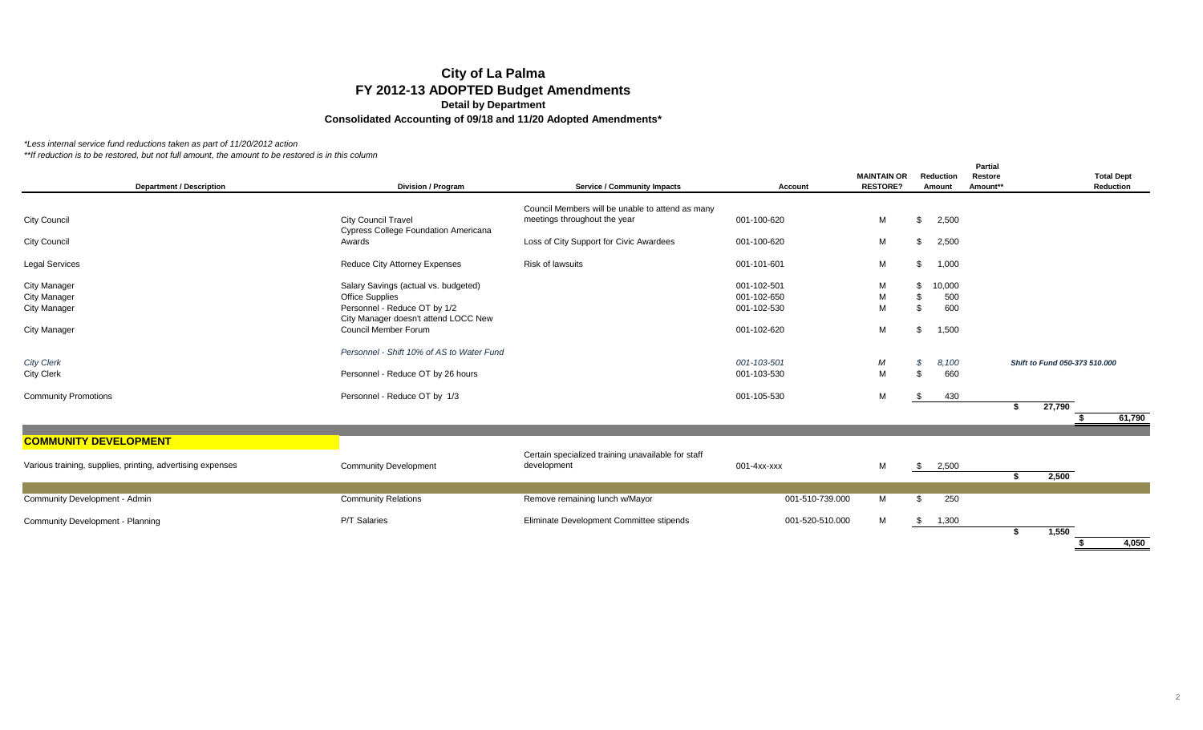# City of La Palma
## FY 2012-13 ADOPTED Budget Amendments
### Detail by Department
### Consolidated Accounting of 09/18 and 11/20 Adopted Amendments*

*Less internal service fund reductions taken as part of 11/20/2012 action

**If reduction is to be restored, but not full amount, the amount to be restored is in this column

| Department / Description | Division / Program | Service / Community Impacts | Account | MAINTAIN OR RESTORE? | Reduction Amount | Partial Restore Amount** | | Total Dept Reduction |
|---|---|---|---|---|---|---|---|---|
| City Council | City Council Travel | Council Members will be unable to attend as many meetings throughout the year | 001-100-620 | M | $ 2,500 | | | |
| City Council | Cypress College Foundation Americana Awards | Loss of City Support for Civic Awardees | 001-100-620 | M | $ 2,500 | | | |
| Legal Services | Reduce City Attorney Expenses | Risk of lawsuits | 001-101-601 | M | $ 1,000 | | | |
| City Manager | Salary Savings (actual vs. budgeted) | | 001-102-501 | M | $ 10,000 | | | |
| City Manager | Office Supplies | | 001-102-650 | M | $ 500 | | | |
| City Manager | Personnel - Reduce OT by 1/2 | | 001-102-530 | M | $ 600 | | | |
| City Manager | City Manager doesn't attend LOCC New Council Member Forum | | 001-102-620 | M | $ 1,500 | | | |
| *City Clerk* | *Personnel - Shift 10% of AS to Water Fund* | | *001-103-501* | *M* | *$ 8,100* | *Shift to Fund 050-373 510.000* | | |
| City Clerk | Personnel - Reduce OT by 26 hours | | 001-103-530 | M | $ 660 | | | |
| Community Promotions | Personnel - Reduce OT by 1/3 | | 001-105-530 | M | $ 430 | | | |
| | | | | | | | $ 27,790 | |
| | | | | | | | | $ 61,790 |
| **COMMUNITY DEVELOPMENT** | | | | | | | | |
| Various training, supplies, printing, advertising expenses | Community Development | Certain specialized training unavailable for staff development | 001-4xx-xxx | M | $ 2,500 | | | |
| | | | | | | | $ 2,500 | |
| Community Development - Admin | Community Relations | Remove remaining lunch w/Mayor | 001-510-739.000 | M | $ 250 | | | |
| Community Development - Planning | P/T Salaries | Eliminate Development Committee stipends | 001-520-510.000 | M | $ 1,300 | | | |
| | | | | | | | $ 1,550 | |
| | | | | | | | | $ 4,050 |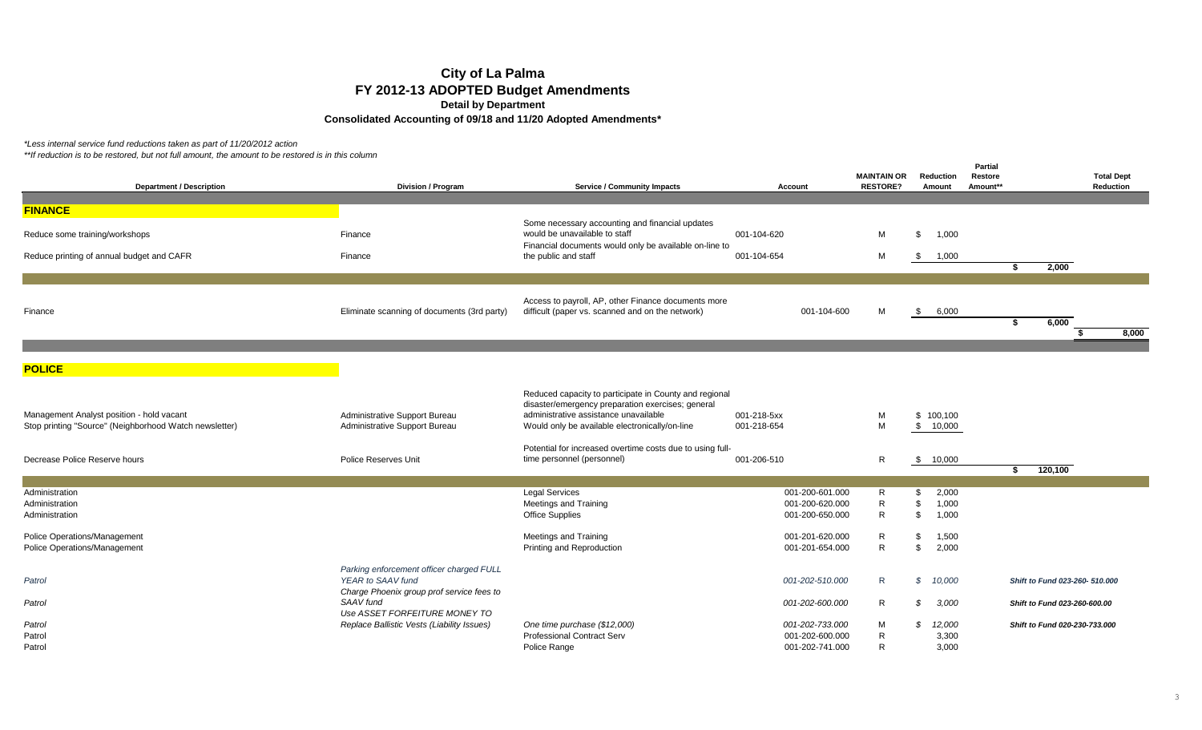# City of La Palma

## FY 2012-13 ADOPTED Budget Amendments

### Detail by Department

### Consolidated Accounting of 09/18 and 11/20 Adopted Amendments*

*\*Less internal service fund reductions taken as part of 11/20/2012 action*

*\*\*If reduction is to be restored, but not full amount, the amount to be restored is in this column*

| Department / Description | Division / Program | Service / Community Impacts | Account | MAINTAIN OR RESTORE? | Reduction Amount | Partial Restore Amount** | | Total Dept Reduction |
|---|---|---|---|---|---|---|---|---|
| **FINANCE** | | | | | | | | |
| Reduce some training/workshops | Finance | Some necessary accounting and financial updates would be unavailable to staff | 001-104-620 | M | $ 1,000 | | | |
| Reduce printing of annual budget and CAFR | Finance | Financial documents would only be available on-line to the public and staff | 001-104-654 | M | $ 1,000 | | | |
| | | | | | | | $ 2,000 | |
| Finance | Eliminate scanning of documents (3rd party) | Access to payroll, AP, other Finance documents more difficult (paper vs. scanned and on the network) | 001-104-600 | M | $ 6,000 | | | |
| | | | | | | | $ 6,000 | |
| | | | | | | | | $ 8,000 |
| **POLICE** | | | | | | | | |
| Management Analyst position - hold vacant | Administrative Support Bureau | Reduced capacity to participate in County and regional disaster/emergency preparation exercises; general administrative assistance unavailable | 001-218-5xx | M | $ 100,100 | | | |
| Stop printing "Source" (Neighborhood Watch newsletter) | Administrative Support Bureau | Would only be available electronically/on-line | 001-218-654 | M | $ 10,000 | | | |
| Decrease Police Reserve hours | Police Reserves Unit | Potential for increased overtime costs due to using full-time personnel (personnel) | 001-206-510 | R | $ 10,000 | | | |
| | | | | | | | $ 120,100 | |
| Administration | | Legal Services | 001-200-601.000 | R | $ 2,000 | | | |
| Administration | | Meetings and Training | 001-200-620.000 | R | $ 1,000 | | | |
| Administration | | Office Supplies | 001-200-650.000 | R | $ 1,000 | | | |
| Police Operations/Management | | Meetings and Training | 001-201-620.000 | R | $ 1,500 | | | |
| Police Operations/Management | | Printing and Reproduction | 001-201-654.000 | R | $ 2,000 | | | |
| *Patrol* | *Parking enforcement officer charged FULL YEAR to SAAV fund* | | *001-202-510.000* | R | *$ 10,000* | | ***Shift to Fund 023-260- 510.000*** | |
| *Patrol* | *Charge Phoenix group prof service fees to SAAV fund* | | *001-202-600.000* | R | *$ 3,000* | | ***Shift to Fund 023-260-600.00*** | |
| *Patrol* | *Use ASSET FORFEITURE MONEY TO Replace Ballistic Vests (Liability Issues)* | *One time purchase ($12,000)* | *001-202-733.000* | M | *$ 12,000* | | ***Shift to Fund 020-230-733.000*** | |
| Patrol | | Professional Contract Serv | 001-202-600.000 | R | 3,300 | | | |
| Patrol | | Police Range | 001-202-741.000 | R | 3,000 | | | |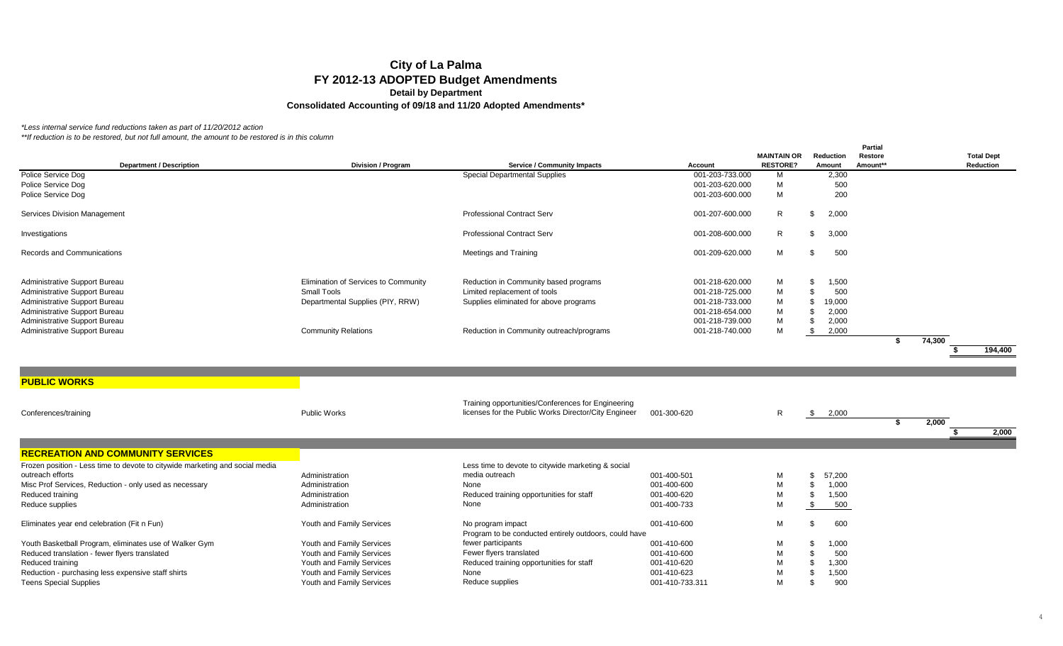# City of La Palma

## FY 2012-13 ADOPTED Budget Amendments

### Detail by Department

### Consolidated Accounting of 09/18 and 11/20 Adopted Amendments*

*\*Less internal service fund reductions taken as part of 11/20/2012 action*

*\*\*If reduction is to be restored, but not full amount, the amount to be restored is in this column*

| Department / Description | Division / Program | Service / Community Impacts | Account | MAINTAIN OR RESTORE? | Reduction Amount | Partial Restore Amount** | | Total Dept Reduction |
|---|---|---|---|---|---|---|---|---|
| Police Service Dog | | Special Departmental Supplies | 001-203-733.000 | M | 2,300 | | | |
| Police Service Dog | | | 001-203-620.000 | M | 500 | | | |
| Police Service Dog | | | 001-203-600.000 | M | 200 | | | |
| Services Division Management | | Professional Contract Serv | 001-207-600.000 | R | $ 2,000 | | | |
| Investigations | | Professional Contract Serv | 001-208-600.000 | R | $ 3,000 | | | |
| Records and Communications | | Meetings and Training | 001-209-620.000 | M | $ 500 | | | |
| Administrative Support Bureau | Elimination of Services to Community | Reduction in Community based programs | 001-218-620.000 | M | $ 1,500 | | | |
| Administrative Support Bureau | Small Tools | Limited replacement of tools | 001-218-725.000 | M | $ 500 | | | |
| Administrative Support Bureau | Departmental Supplies (PIY, RRW) | Supplies eliminated for above programs | 001-218-733.000 | M | $ 19,000 | | | |
| Administrative Support Bureau | | | 001-218-654.000 | M | $ 2,000 | | | |
| Administrative Support Bureau | | | 001-218-739.000 | M | $ 2,000 | | | |
| Administrative Support Bureau | Community Relations | Reduction in Community outreach/programs | 001-218-740.000 | M | $ 2,000 | | | |
| | | | | | | | $ 74,300 | |
| | | | | | | | | $ 194,400 |
| **PUBLIC WORKS** | | | | | | | | |
| Conferences/training | Public Works | Training opportunities/Conferences for Engineering licenses for the Public Works Director/City Engineer | 001-300-620 | R | $ 2,000 | | | |
| | | | | | | | $ 2,000 | |
| | | | | | | | | $ 2,000 |
| **RECREATION AND COMMUNITY SERVICES** | | | | | | | | |
| Frozen position - Less time to devote to citywide marketing and social media outreach efforts | Administration | Less time to devote to citywide marketing & social media outreach | 001-400-501 | M | $ 57,200 | | | |
| Misc Prof Services, Reduction - only used as necessary | Administration | None | 001-400-600 | M | $ 1,000 | | | |
| Reduced training | Administration | Reduced training opportunities for staff | 001-400-620 | M | $ 1,500 | | | |
| Reduce supplies | Administration | None | 001-400-733 | M | $ 500 | | | |
| Eliminates year end celebration (Fit n Fun) | Youth and Family Services | No program impact | 001-410-600 | M | $ 600 | | | |
| Youth Basketball Program, eliminates use of Walker Gym | Youth and Family Services | Program to be conducted entirely outdoors, could have fewer participants | 001-410-600 | M | $ 1,000 | | | |
| Reduced translation - fewer flyers translated | Youth and Family Services | Fewer flyers translated | 001-410-600 | M | $ 500 | | | |
| Reduced training | Youth and Family Services | Reduced training opportunities for staff | 001-410-620 | M | $ 1,300 | | | |
| Reduction - purchasing less expensive staff shirts | Youth and Family Services | None | 001-410-623 | M | $ 1,500 | | | |
| Teens Special Supplies | Youth and Family Services | Reduce supplies | 001-410-733.311 | M | $ 900 | | | |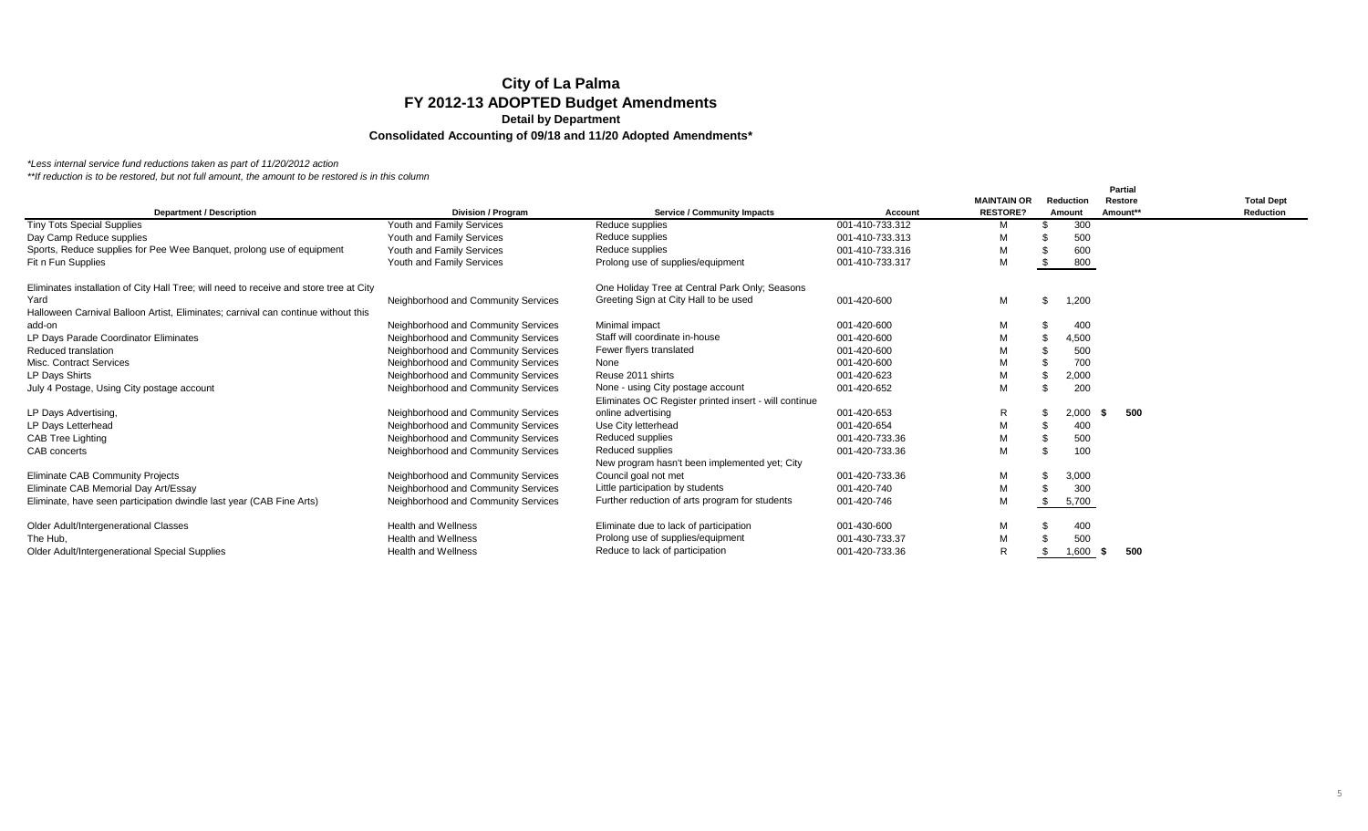# City of La Palma
## FY 2012-13 ADOPTED Budget Amendments
### Detail by Department
#### Consolidated Accounting of 09/18 and 11/20 Adopted Amendments*

*\*Less internal service fund reductions taken as part of 11/20/2012 action*
*\*\*If reduction is to be restored, but not full amount, the amount to be restored is in this column*

| Department / Description | Division / Program | Service / Community Impacts | Account | MAINTAIN OR RESTORE? | Reduction Amount | Partial Restore Amount** | Total Dept Reduction |
|---|---|---|---|---|---|---|---|
| Tiny Tots Special Supplies | Youth and Family Services | Reduce supplies | 001-410-733.312 | M | $ 300 | | |
| Day Camp Reduce supplies | Youth and Family Services | Reduce supplies | 001-410-733.313 | M | $ 500 | | |
| Sports, Reduce supplies for Pee Wee Banquet, prolong use of equipment | Youth and Family Services | Reduce supplies | 001-410-733.316 | M | $ 600 | | |
| Fit n Fun Supplies | Youth and Family Services | Prolong use of supplies/equipment | 001-410-733.317 | M | $ 800 | | |
| Eliminates installation of City Hall Tree; will need to receive and store tree at City Yard | Neighborhood and Community Services | One Holiday Tree at Central Park Only; Seasons Greeting Sign at City Hall to be used | 001-420-600 | M | $ 1,200 | | |
| Halloween Carnival Balloon Artist, Eliminates; carnival can continue without this add-on | Neighborhood and Community Services | Minimal impact | 001-420-600 | M | $ 400 | | |
| LP Days Parade Coordinator Eliminates | Neighborhood and Community Services | Staff will coordinate in-house | 001-420-600 | M | $ 4,500 | | |
| Reduced translation | Neighborhood and Community Services | Fewer flyers translated | 001-420-600 | M | $ 500 | | |
| Misc. Contract Services | Neighborhood and Community Services | None | 001-420-600 | M | $ 700 | | |
| LP Days Shirts | Neighborhood and Community Services | Reuse 2011 shirts | 001-420-623 | M | $ 2,000 | | |
| July 4 Postage, Using City postage account | Neighborhood and Community Services | None - using City postage account | 001-420-652 | M | $ 200 | | |
| LP Days Advertising, | Neighborhood and Community Services | Eliminates OC Register printed insert - will continue online advertising | 001-420-653 | R | $ 2,000 | $ 500 | |
| LP Days Letterhead | Neighborhood and Community Services | Use City letterhead | 001-420-654 | M | $ 400 | | |
| CAB Tree Lighting | Neighborhood and Community Services | Reduced supplies | 001-420-733.36 | M | $ 500 | | |
| CAB concerts | Neighborhood and Community Services | Reduced supplies | 001-420-733.36 | M | $ 100 | | |
| Eliminate CAB Community Projects | Neighborhood and Community Services | New program hasn't been implemented yet; City Council goal not met | 001-420-733.36 | M | $ 3,000 | | |
| Eliminate CAB Memorial Day Art/Essay | Neighborhood and Community Services | Little participation by students | 001-420-740 | M | $ 300 | | |
| Eliminate, have seen participation dwindle last year (CAB Fine Arts) | Neighborhood and Community Services | Further reduction of arts program for students | 001-420-746 | M | $ 5,700 | | |
| Older Adult/Intergenerational Classes | Health and Wellness | Eliminate due to lack of participation | 001-430-600 | M | $ 400 | | |
| The Hub, | Health and Wellness | Prolong use of supplies/equipment | 001-430-733.37 | M | $ 500 | | |
| Older Adult/Intergenerational Special Supplies | Health and Wellness | Reduce to lack of participation | 001-420-733.36 | R | $ 1,600 | $ 500 | |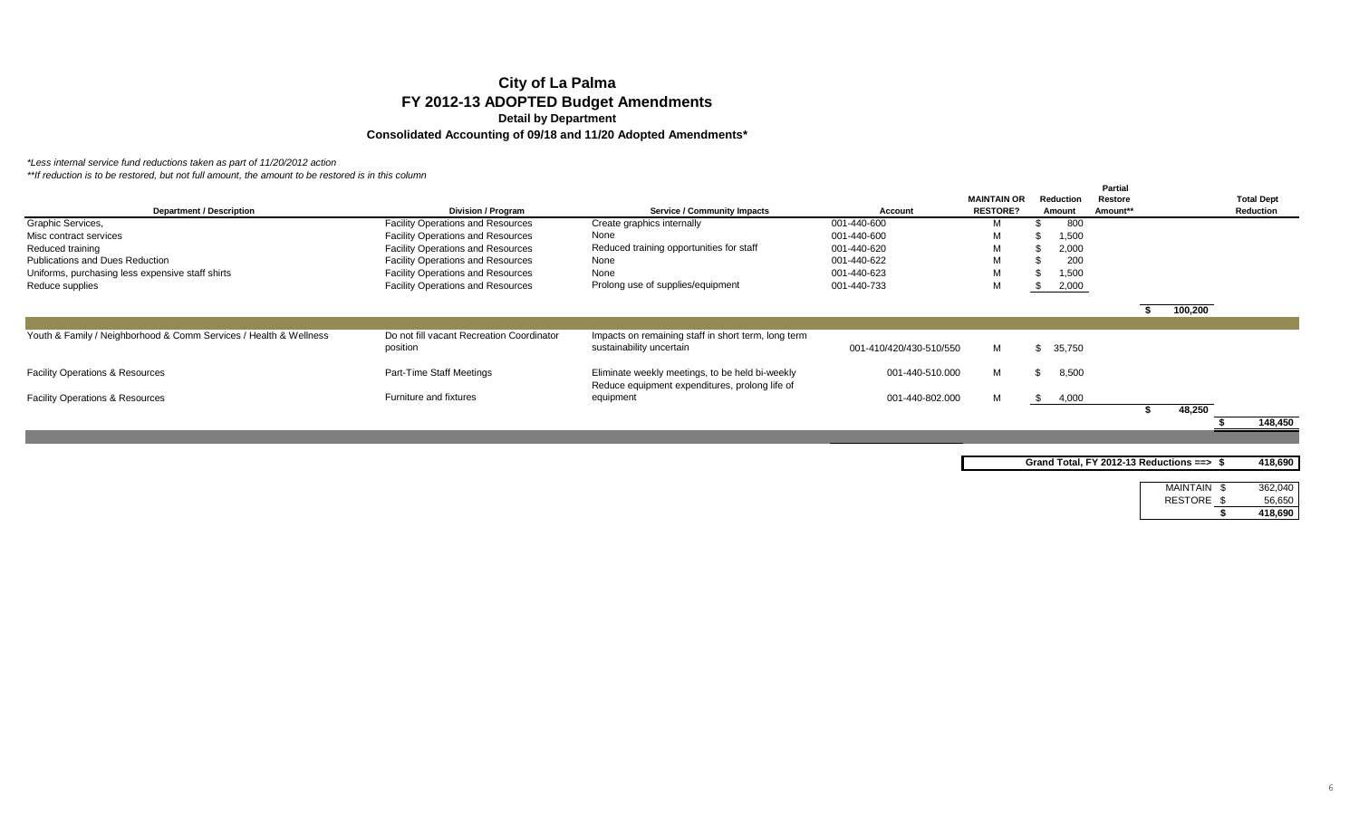# City of La Palma
## FY 2012-13 ADOPTED Budget Amendments
### Detail by Department
### Consolidated Accounting of 09/18 and 11/20 Adopted Amendments*

*\*Less internal service fund reductions taken as part of 11/20/2012 action*
*\*\*If reduction is to be restored, but not full amount, the amount to be restored is in this column*

| Department / Description | Division / Program | Service / Community Impacts | Account | MAINTAIN OR RESTORE? | Reduction Amount | Partial Restore Amount** | | Total Dept Reduction |
|---|---|---|---|---|---|---|---|---|
| Graphic Services, | Facility Operations and Resources | Create graphics internally | 001-440-600 | M | $ 800 | | | |
| Misc contract services | Facility Operations and Resources | None | 001-440-600 | M | $ 1,500 | | | |
| Reduced training | Facility Operations and Resources | Reduced training opportunities for staff | 001-440-620 | M | $ 2,000 | | | |
| Publications and Dues Reduction | Facility Operations and Resources | None | 001-440-622 | M | $ 200 | | | |
| Uniforms, purchasing less expensive staff shirts | Facility Operations and Resources | None | 001-440-623 | M | $ 1,500 | | | |
| Reduce supplies | Facility Operations and Resources | Prolong use of supplies/equipment | 001-440-733 | M | $ 2,000 | | | |
| | | | | | | | $ 100,200 | |
| Youth & Family / Neighborhood & Comm Services / Health & Wellness | Do not fill vacant Recreation Coordinator position | Impacts on remaining staff in short term, long term sustainability uncertain | 001-410/420/430-510/550 | M | $ 35,750 | | | |
| Facility Operations & Resources | Part-Time Staff Meetings | Eliminate weekly meetings, to be held bi-weekly | 001-440-510.000 | M | $ 8,500 | | | |
| Facility Operations & Resources | Furniture and fixtures | Reduce equipment expenditures, prolong life of equipment | 001-440-802.000 | M | $ 4,000 | | | |
| | | | | | | | $ 48,250 | |
| | | | | | | | | $ 148,450 |

| | |
|---|---|
| Grand Total, FY 2012-13 Reductions ==> | $ 418,690 |

| | |
|---|---|
| MAINTAIN | $ 362,040 |
| RESTORE | $ 56,650 |
| | $ 418,690 |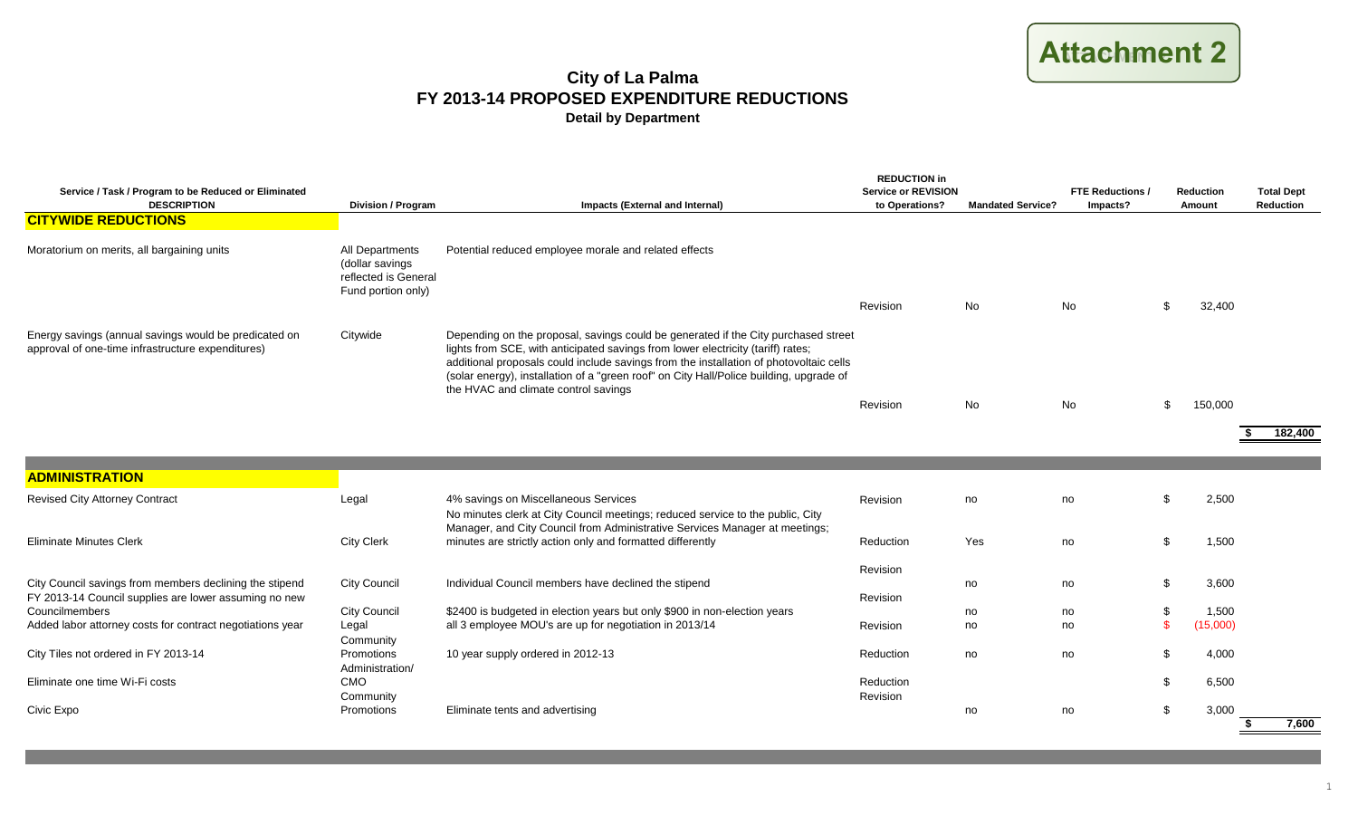**Attachment 2**

# City of La Palma
## FY 2013-14 PROPOSED EXPENDITURE REDUCTIONS
### Detail by Department

| Service / Task / Program to be Reduced or Eliminated DESCRIPTION | Division / Program | Impacts (External and Internal) | REDUCTION in Service or REVISION to Operations? | Mandated Service? | FTE Reductions / Impacts? | Reduction Amount | Total Dept Reduction |
|---|---|---|---|---|---|---|---|
| **CITYWIDE REDUCTIONS** | | | | | | | |
| Moratorium on merits, all bargaining units | All Departments (dollar savings reflected is General Fund portion only) | Potential reduced employee morale and related effects | Revision | No | No | $ 32,400 | |
| Energy savings (annual savings would be predicated on approval of one-time infrastructure expenditures) | Citywide | Depending on the proposal, savings could be generated if the City purchased street lights from SCE, with anticipated savings from lower electricity (tariff) rates; additional proposals could include savings from the installation of photovoltaic cells (solar energy), installation of a "green roof" on City Hall/Police building, upgrade of the HVAC and climate control savings | Revision | No | No | $ 150,000 | |
| | | | | | | | $ 182,400 |
| **ADMINISTRATION** | | | | | | | |
| Revised City Attorney Contract | Legal | 4% savings on Miscellaneous Services | Revision | no | no | $ 2,500 | |
| Eliminate Minutes Clerk | City Clerk | No minutes clerk at City Council meetings; reduced service to the public, City Manager, and City Council from Administrative Services Manager at meetings; minutes are strictly action only and formatted differently | Reduction | Yes | no | $ 1,500 | |
| City Council savings from members declining the stipend | City Council | Individual Council members have declined the stipend | Revision | no | no | $ 3,600 | |
| FY 2013-14 Council supplies are lower assuming no new Councilmembers | City Council | $2400 is budgeted in election years but only $900 in non-election years | Revision | no | no | $ 1,500 | |
| Added labor attorney costs for contract negotiations year | Legal | all 3 employee MOU's are up for negotiation in 2013/14 | Revision | no | no | $ (15,000) | |
| City Tiles not ordered in FY 2013-14 | Community Promotions | 10 year supply ordered in 2012-13 | Reduction | no | no | $ 4,000 | |
| Eliminate one time Wi-Fi costs | Administration/ CMO | | Reduction | | | $ 6,500 | |
| Civic Expo | Community Promotions | Eliminate tents and advertising | Revision | no | no | $ 3,000 | |
| | | | | | | | $ 7,600 |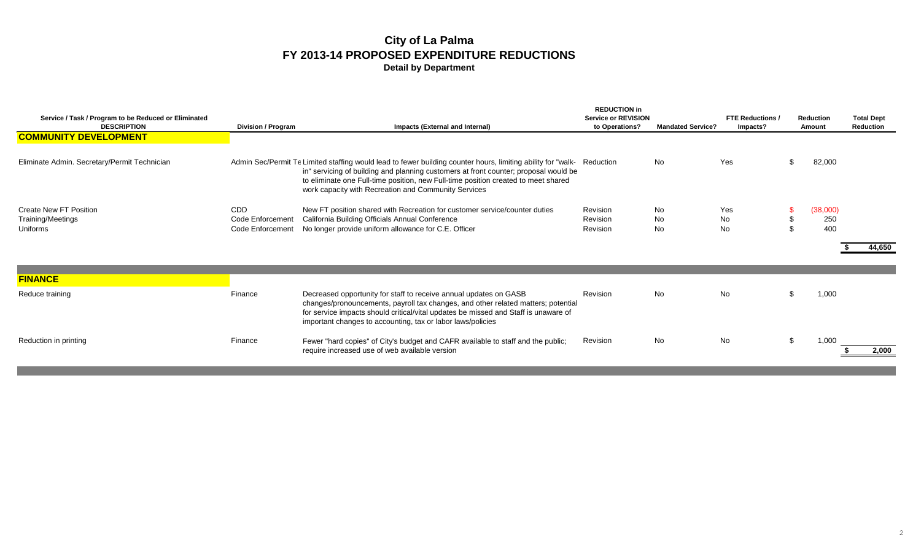# City of La Palma
## FY 2013-14 PROPOSED EXPENDITURE REDUCTIONS
### Detail by Department

| Service / Task / Program to be Reduced or Eliminated DESCRIPTION | Division / Program | Impacts (External and Internal) | REDUCTION in Service or REVISION to Operations? | Mandated Service? | FTE Reductions / Impacts? | Reduction Amount | Total Dept Reduction |
|---|---|---|---|---|---|---|---|
| **COMMUNITY DEVELOPMENT** | | | | | | | |
| Eliminate Admin. Secretary/Permit Technician | Admin Sec/Permit Te | Limited staffing would lead to fewer building counter hours, limiting ability for "walk-in" servicing of building and planning customers at front counter; proposal would be to eliminate one Full-time position, new Full-time position created to meet shared work capacity with Recreation and Community Services | Reduction | No | Yes | $ 82,000 | |
| Create New FT Position | CDD | New FT position shared with Recreation for customer service/counter duties | Revision | No | Yes | $ (38,000) | |
| Training/Meetings | Code Enforcement | California Building Officials Annual Conference | Revision | No | No | $ 250 | |
| Uniforms | Code Enforcement | No longer provide uniform allowance for C.E. Officer | Revision | No | No | $ 400 | |
| | | | | | | | **$ 44,650** |
| **FINANCE** | | | | | | | |
| Reduce training | Finance | Decreased opportunity for staff to receive annual updates on GASB changes/pronouncements, payroll tax changes, and other related matters; potential for service impacts should critical/vital updates be missed and Staff is unaware of important changes to accounting, tax or labor laws/policies | Revision | No | No | $ 1,000 | |
| Reduction in printing | Finance | Fewer "hard copies" of City's budget and CAFR available to staff and the public; require increased use of web available version | Revision | No | No | $ 1,000 | **$ 2,000** |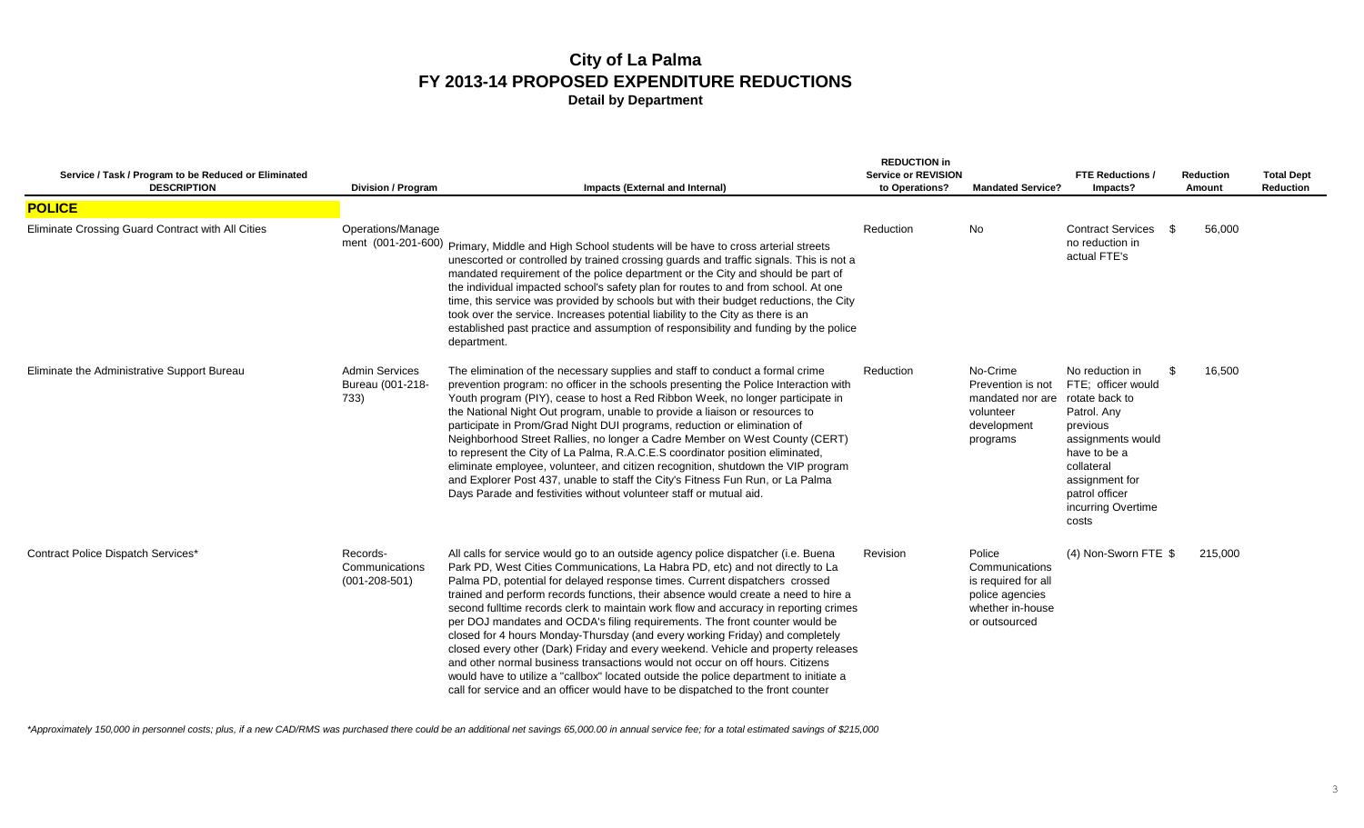# City of La Palma
## FY 2013-14 PROPOSED EXPENDITURE REDUCTIONS
### Detail by Department

| Service / Task / Program to be Reduced or Eliminated DESCRIPTION | Division / Program | Impacts (External and Internal) | REDUCTION in Service or REVISION to Operations? | Mandated Service? | FTE Reductions / Impacts? | Reduction Amount | Total Dept Reduction |
|---|---|---|---|---|---|---|---|
| **POLICE** | | | | | | | |
| Eliminate Crossing Guard Contract with All Cities | Operations/Management (001-201-600) | Primary, Middle and High School students will be have to cross arterial streets unescorted or controlled by trained crossing guards and traffic signals. This is not a mandated requirement of the police department or the City and should be part of the individual impacted school's safety plan for routes to and from school. At one time, this service was provided by schools but with their budget reductions, the City took over the service. Increases potential liability to the City as there is an established past practice and assumption of responsibility and funding by the police department. | Reduction | No | Contract Services no reduction in actual FTE's | $ 56,000 | |
| Eliminate the Administrative Support Bureau | Admin Services Bureau (001-218-733) | The elimination of the necessary supplies and staff to conduct a formal crime prevention program: no officer in the schools presenting the Police Interaction with Youth program (PIY), cease to host a Red Ribbon Week, no longer participate in the National Night Out program, unable to provide a liaison or resources to participate in Prom/Grad Night DUI programs, reduction or elimination of Neighborhood Street Rallies, no longer a Cadre Member on West County (CERT) to represent the City of La Palma, R.A.C.E.S coordinator position eliminated, eliminate employee, volunteer, and citizen recognition, shutdown the VIP program and Explorer Post 437, unable to staff the City's Fitness Fun Run, or La Palma Days Parade and festivities without volunteer staff or mutual aid. | Reduction | No-Crime Prevention is not mandated nor are volunteer development programs | No reduction in FTE; officer would rotate back to Patrol. Any previous assignments would have to be a collateral assignment for patrol officer incurring Overtime costs | $ 16,500 | |
| Contract Police Dispatch Services* | Records-Communications (001-208-501) | All calls for service would go to an outside agency police dispatcher (i.e. Buena Park PD, West Cities Communications, La Habra PD, etc) and not directly to La Palma PD, potential for delayed response times. Current dispatchers crossed trained and perform records functions, their absence would create a need to hire a second fulltime records clerk to maintain work flow and accuracy in reporting crimes per DOJ mandates and OCDA's filing requirements. The front counter would be closed for 4 hours Monday-Thursday (and every working Friday) and completely closed every other (Dark) Friday and every weekend. Vehicle and property releases and other normal business transactions would not occur on off hours. Citizens would have to utilize a "callbox" located outside the police department to initiate a call for service and an officer would have to be dispatched to the front counter | Revision | Police Communications is required for all police agencies whether in-house or outsourced | (4) Non-Sworn FTE | $ 215,000 | |

*Approximately 150,000 in personnel costs; plus, if a new CAD/RMS was purchased there could be an additional net savings 65,000.00 in annual service fee; for a total estimated savings of $215,000*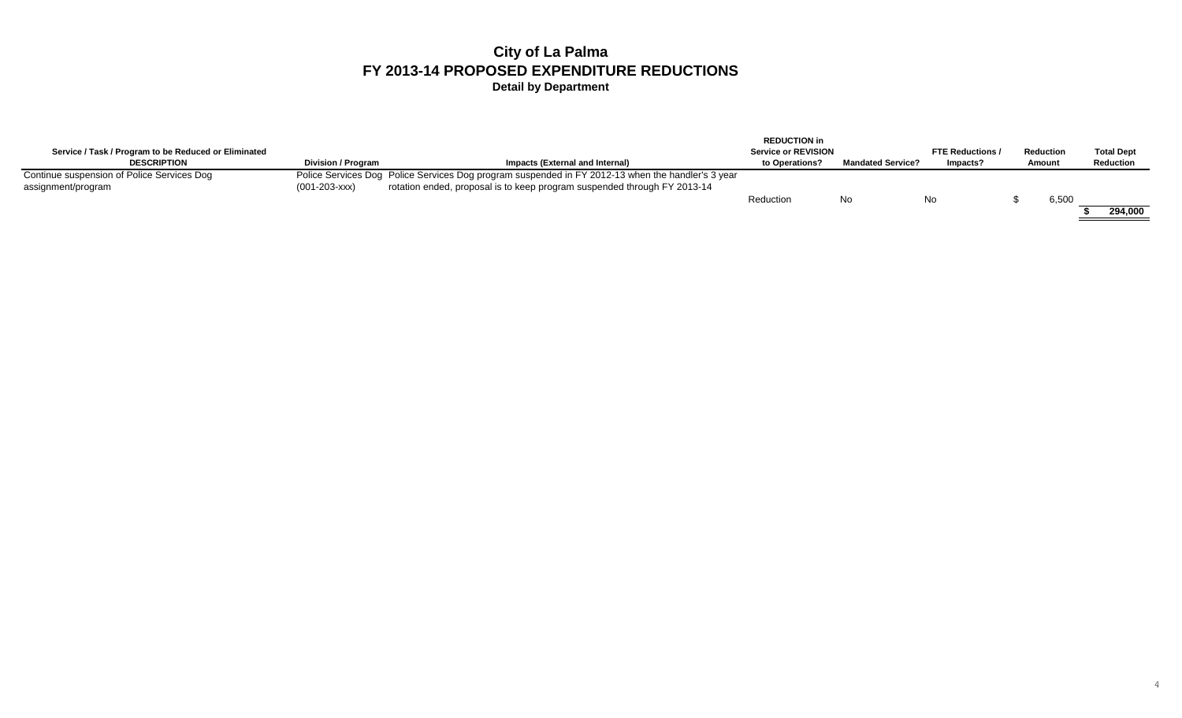# City of La Palma

## FY 2013-14 PROPOSED EXPENDITURE REDUCTIONS

### Detail by Department

| Service / Task / Program to be Reduced or Eliminated DESCRIPTION | Division / Program | Impacts (External and Internal) | REDUCTION in Service or REVISION to Operations? | Mandated Service? | FTE Reductions / Impacts? | Reduction Amount | Total Dept Reduction |
|---|---|---|---|---|---|---|---|
| Continue suspension of Police Services Dog assignment/program | Police Services Dog (001-203-xxx) | Police Services Dog program suspended in FY 2012-13 when the handler's 3 year rotation ended, proposal is to keep program suspended through FY 2013-14 | Reduction | No | No | $ 6,500 | |
| | | | | | | | $ 294,000 |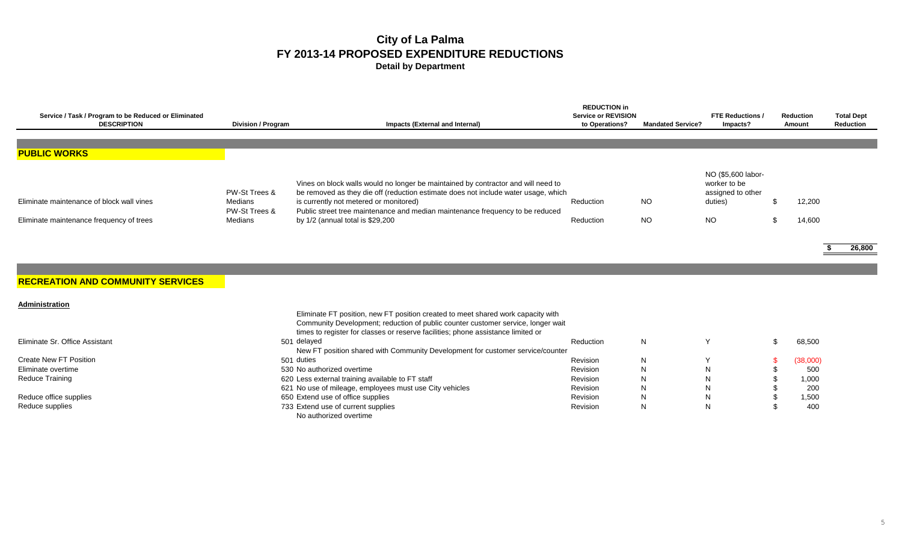# City of La Palma
## FY 2013-14 PROPOSED EXPENDITURE REDUCTIONS
### Detail by Department

| Service / Task / Program to be Reduced or Eliminated DESCRIPTION | Division / Program | Impacts (External and Internal) | REDUCTION in Service or REVISION to Operations? | Mandated Service? | FTE Reductions / Impacts? | Reduction Amount | Total Dept Reduction |
|---|---|---|---|---|---|---|---|
| **PUBLIC WORKS** | | | | | | | |
| Eliminate maintenance of block wall vines | PW-St Trees & Medians | Vines on block walls would no longer be maintained by contractor and will need to be removed as they die off (reduction estimate does not include water usage, which is currently not metered or monitored) | Reduction | NO | NO ($5,600 labor-worker to be assigned to other duties) | $ 12,200 | |
| Eliminate maintenance frequency of trees | PW-St Trees & Medians | Public street tree maintenance and median maintenance frequency to be reduced by 1/2 (annual total is $29,200 | Reduction | NO | NO | $ 14,600 | |
| | | | | | | | $ 26,800 |
| **RECREATION AND COMMUNITY SERVICES** | | | | | | | |
| **Administration** | | | | | | | |
| Eliminate Sr. Office Assistant | 501 | Eliminate FT position, new FT position created to meet shared work capacity with Community Development; reduction of public counter customer service, longer wait times to register for classes or reserve facilities; phone assistance limited or delayed | Reduction | N | Y | $ 68,500 | |
| Create New FT Position | 501 | New FT position shared with Community Development for customer service/counter duties | Revision | N | Y | $ (38,000) | |
| Eliminate overtime | 530 | No authorized overtime | Revision | N | N | $ 500 | |
| Reduce Training | 620 | Less external training available to FT staff | Revision | N | N | $ 1,000 | |
| | 621 | No use of mileage, employees must use City vehicles | Revision | N | N | $ 200 | |
| Reduce office supplies | 650 | Extend use of office supplies | Revision | N | N | $ 1,500 | |
| Reduce supplies | 733 | Extend use of current supplies | Revision | N | N | $ 400 | |
| | | No authorized overtime | | | | | |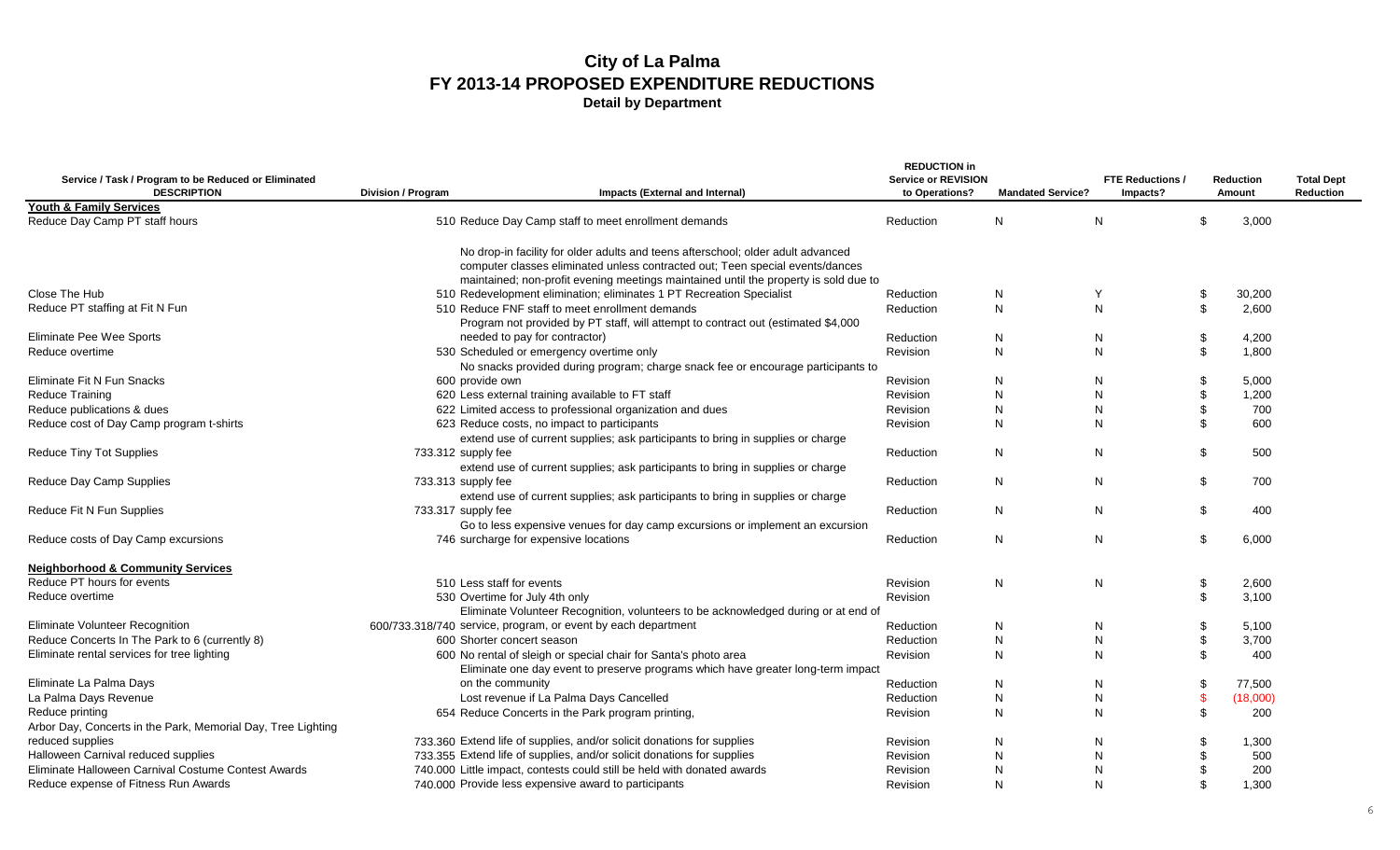# City of La Palma
## FY 2013-14 PROPOSED EXPENDITURE REDUCTIONS
### Detail by Department

| Service / Task / Program to be Reduced or Eliminated DESCRIPTION | Division / Program | Impacts (External and Internal) | REDUCTION in Service or REVISION to Operations? | Mandated Service? | FTE Reductions / Impacts? | Reduction Amount | Total Dept Reduction |
|---|---|---|---|---|---|---|---|
| **Youth & Family Services** | | | | | | | |
| Reduce Day Camp PT staff hours | 510 | Reduce Day Camp staff to meet enrollment demands | Reduction | N | N | $ 3,000 | |
| Close The Hub | 510 | No drop-in facility for older adults and teens afterschool; older adult advanced computer classes eliminated unless contracted out; Teen special events/dances maintained; non-profit evening meetings maintained until the property is sold due to Redevelopment elimination; eliminates 1 PT Recreation Specialist | Reduction | N | Y | $ 30,200 | |
| Reduce PT staffing at Fit N Fun | 510 | Reduce FNF staff to meet enrollment demands | Reduction | N | N | $ 2,600 | |
| Eliminate Pee Wee Sports | | Program not provided by PT staff, will attempt to contract out (estimated $4,000 needed to pay for contractor) | Reduction | N | N | $ 4,200 | |
| Reduce overtime | 530 | Scheduled or emergency overtime only | Revision | N | N | $ 1,800 | |
| Eliminate Fit N Fun Snacks | 600 | No snacks provided during program; charge snack fee or encourage participants to provide own | Revision | N | N | $ 5,000 | |
| Reduce Training | 620 | Less external training available to FT staff | Revision | N | N | $ 1,200 | |
| Reduce publications & dues | 622 | Limited access to professional organization and dues | Revision | N | N | $ 700 | |
| Reduce cost of Day Camp program t-shirts | 623 | Reduce costs, no impact to participants | Revision | N | N | $ 600 | |
| Reduce Tiny Tot Supplies | 733.312 | extend use of current supplies; ask participants to bring in supplies or charge supply fee | Reduction | N | N | $ 500 | |
| Reduce Day Camp Supplies | 733.313 | extend use of current supplies; ask participants to bring in supplies or charge supply fee | Reduction | N | N | $ 700 | |
| Reduce Fit N Fun Supplies | 733.317 | extend use of current supplies; ask participants to bring in supplies or charge supply fee | Reduction | N | N | $ 400 | |
| Reduce costs of Day Camp excursions | 746 | Go to less expensive venues for day camp excursions or implement an excursion surcharge for expensive locations | Reduction | N | N | $ 6,000 | |
| **Neighborhood & Community Services** | | | | | | | |
| Reduce PT hours for events | 510 | Less staff for events | Revision | N | N | $ 2,600 | |
| Reduce overtime | 530 | Overtime for July 4th only | Revision | | | $ 3,100 | |
| Eliminate Volunteer Recognition | 600/733.318/740 | Eliminate Volunteer Recognition, volunteers to be acknowledged during or at end of service, program, or event by each department | Reduction | N | N | $ 5,100 | |
| Reduce Concerts In The Park to 6 (currently 8) | 600 | Shorter concert season | Reduction | N | N | $ 3,700 | |
| Eliminate rental services for tree lighting | 600 | No rental of sleigh or special chair for Santa's photo area | Revision | N | N | $ 400 | |
| Eliminate La Palma Days | | Eliminate one day event to preserve programs which have greater long-term impact on the community | Reduction | N | N | $ 77,500 | |
| La Palma Days Revenue | | Lost revenue if La Palma Days Cancelled | Reduction | N | N | $ (18,000) | |
| Reduce printing | 654 | Reduce Concerts in the Park program printing, | Revision | N | N | $ 200 | |
| Arbor Day, Concerts in the Park, Memorial Day, Tree Lighting reduced supplies | 733.360 | Extend life of supplies, and/or solicit donations for supplies | Revision | N | N | $ 1,300 | |
| Halloween Carnival reduced supplies | 733.355 | Extend life of supplies, and/or solicit donations for supplies | Revision | N | N | $ 500 | |
| Eliminate Halloween Carnival Costume Contest Awards | 740.000 | Little impact, contests could still be held with donated awards | Revision | N | N | $ 200 | |
| Reduce expense of Fitness Run Awards | 740.000 | Provide less expensive award to participants | Revision | N | N | $ 1,300 | |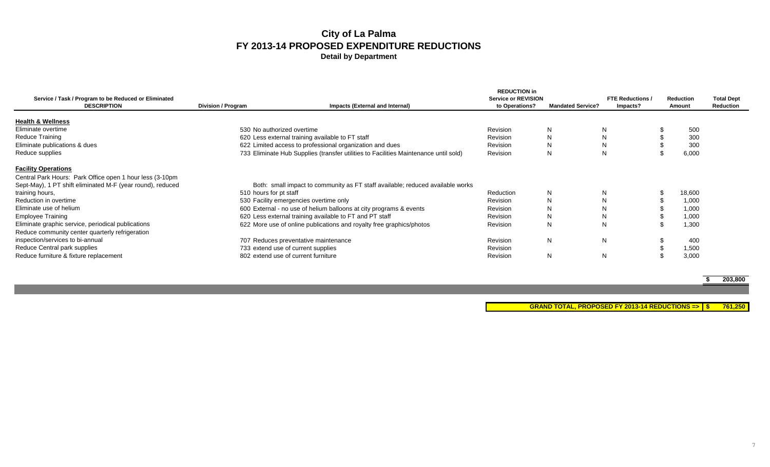# City of La Palma
## FY 2013-14 PROPOSED EXPENDITURE REDUCTIONS
### Detail by Department

| Service / Task / Program to be Reduced or Eliminated DESCRIPTION | Division / Program | Impacts (External and Internal) | REDUCTION in Service or REVISION to Operations? | Mandated Service? | FTE Reductions / Impacts? | Reduction Amount | Total Dept Reduction |
|---|---|---|---|---|---|---|---|
| **Health & Wellness** | | | | | | | |
| Eliminate overtime | 530 | No authorized overtime | Revision | N | N | $ 500 | |
| Reduce Training | 620 | Less external training available to FT staff | Revision | N | N | $ 300 | |
| Eliminate publications & dues | 622 | Limited access to professional organization and dues | Revision | N | N | $ 300 | |
| Reduce supplies | 733 | Eliminate Hub Supplies (transfer utilities to Facilities Maintenance until sold) | Revision | N | N | $ 6,000 | |
| **Facility Operations** | | | | | | | |
| Central Park Hours: Park Office open 1 hour less (3-10pm Sept-May), 1 PT shift eliminated M-F (year round), reduced training hours, | 510 | Both: small impact to community as FT staff available; reduced available works hours for pt staff | Reduction | N | N | $ 18,600 | |
| Reduction in overtime | 530 | Facility emergencies overtime only | Revision | N | N | $ 1,000 | |
| Eliminate use of helium | 600 | External - no use of helium balloons at city programs & events | Revision | N | N | $ 1,000 | |
| Employee Training | 620 | Less external training available to FT and PT staff | Revision | N | N | $ 1,000 | |
| Eliminate graphic service, periodical publications | 622 | More use of online publications and royalty free graphics/photos | Revision | N | N | $ 1,300 | |
| Reduce community center quarterly refrigeration inspection/services to bi-annual | 707 | Reduces preventative maintenance | Revision | N | N | $ 400 | |
| Reduce Central park supplies | 733 | extend use of current supplies | Revision | | | $ 1,500 | |
| Reduce furniture & fixture replacement | 802 | extend use of current furniture | Revision | N | N | $ 3,000 | |
| | | | | | | | $ 203,800 |

**GRAND TOTAL, PROPOSED FY 2013-14 REDUCTIONS => $ 761,250**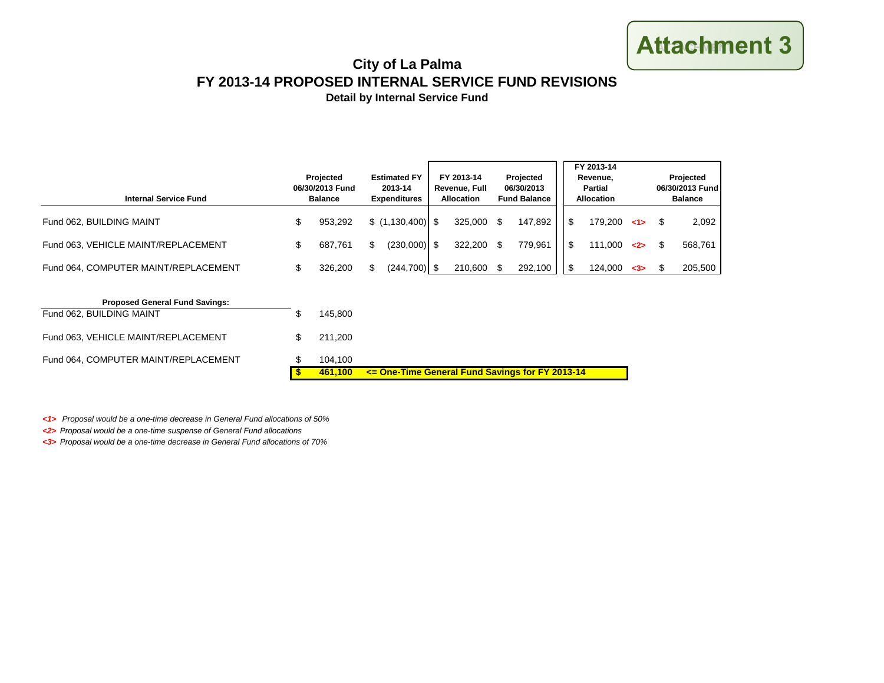Attachment 3

# City of La Palma
## FY 2013-14 PROPOSED INTERNAL SERVICE FUND REVISIONS
### Detail by Internal Service Fund

| Internal Service Fund | Projected 06/30/2013 Fund Balance | Estimated FY 2013-14 Expenditures | FY 2013-14 Revenue, Full Allocation | Projected 06/30/2013 Fund Balance | FY 2013-14 Revenue, Partial Allocation | | Projected 06/30/2013 Fund Balance |
|---|---|---|---|---|---|---|---|
| Fund 062, BUILDING MAINT | $ 953,292 | $ (1,130,400) | $ 325,000 | $ 147,892 | $ 179,200 | <1> | $ 2,092 |
| Fund 063, VEHICLE MAINT/REPLACEMENT | $ 687,761 | $ (230,000) | $ 322,200 | $ 779,961 | $ 111,000 | <2> | $ 568,761 |
| Fund 064, COMPUTER MAINT/REPLACEMENT | $ 326,200 | $ (244,700) | $ 210,600 | $ 292,100 | $ 124,000 | <3> | $ 205,500 |

| Proposed General Fund Savings: | |
|---|---|
| Fund 062, BUILDING MAINT | $ 145,800 |
| Fund 063, VEHICLE MAINT/REPLACEMENT | $ 211,200 |
| Fund 064, COMPUTER MAINT/REPLACEMENT | $ 104,100 |
| | **$ 461,100** **<= One-Time General Fund Savings for FY 2013-14** |

*<1> Proposal would be a one-time decrease in General Fund allocations of 50%*

*<2> Proposal would be a one-time suspense of General Fund allocations*

*<3> Proposal would be a one-time decrease in General Fund allocations of 70%*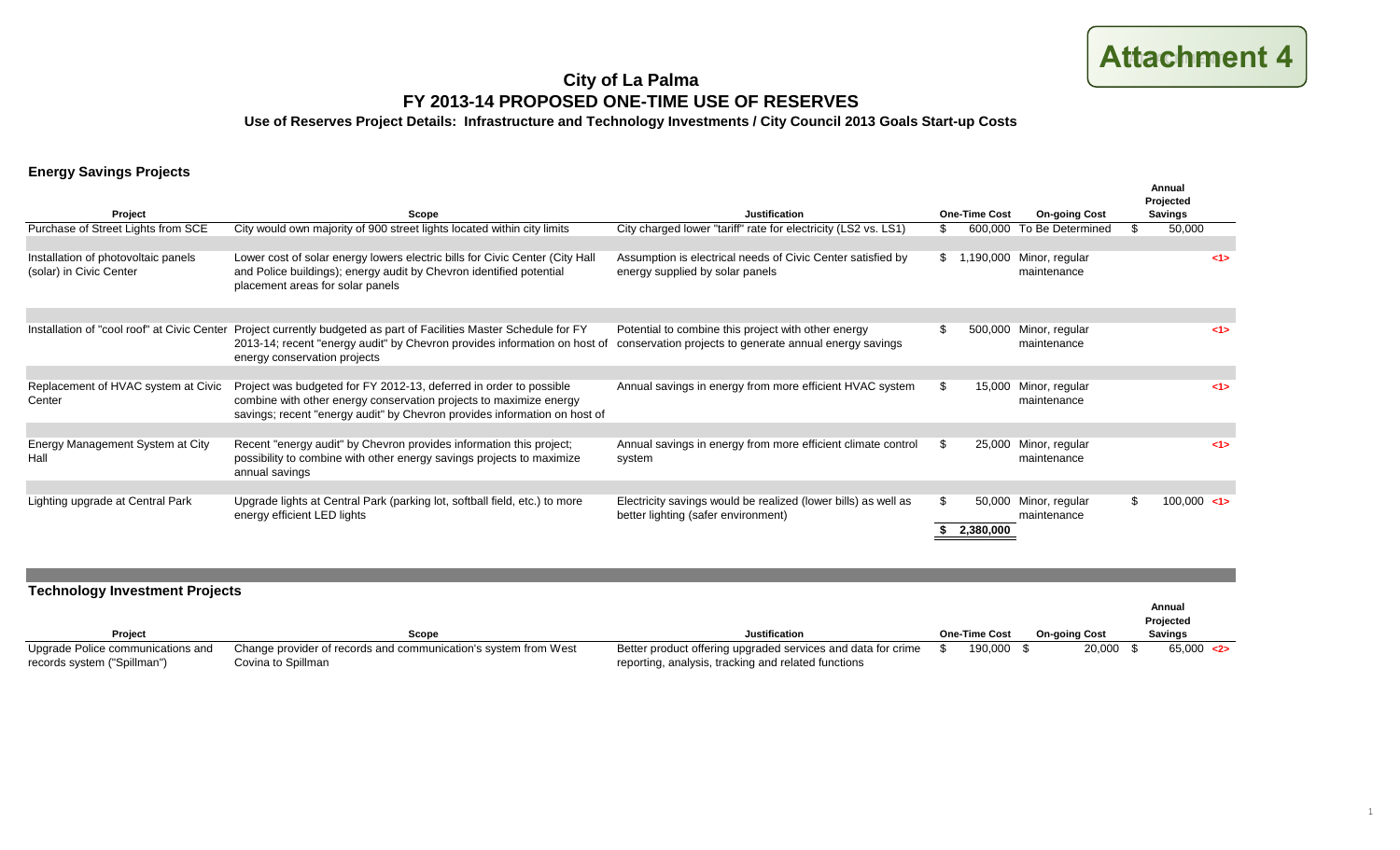**Attachment 4**

# City of La Palma
## FY 2013-14 PROPOSED ONE-TIME USE OF RESERVES
### Use of Reserves Project Details: Infrastructure and Technology Investments / City Council 2013 Goals Start-up Costs

## Energy Savings Projects

| Project | Scope | Justification | One-Time Cost | On-going Cost | Annual Projected Savings | |
|---|---|---|---|---|---|---|
| Purchase of Street Lights from SCE | City would own majority of 900 street lights located within city limits | City charged lower "tariff" rate for electricity (LS2 vs. LS1) | $ 600,000 | To Be Determined | $ 50,000 | |
| Installation of photovoltaic panels (solar) in Civic Center | Lower cost of solar energy lowers electric bills for Civic Center (City Hall and Police buildings); energy audit by Chevron identified potential placement areas for solar panels | Assumption is electrical needs of Civic Center satisfied by energy supplied by solar panels | $ 1,190,000 | Minor, regular maintenance | | <1> |
| Installation of "cool roof" at Civic Center | Project currently budgeted as part of Facilities Master Schedule for FY 2013-14; recent "energy audit" by Chevron provides information on host of energy conservation projects | Potential to combine this project with other energy conservation projects to generate annual energy savings | $ 500,000 | Minor, regular maintenance | | <1> |
| Replacement of HVAC system at Civic Center | Project was budgeted for FY 2012-13, deferred in order to possible combine with other energy conservation projects to maximize energy savings; recent "energy audit" by Chevron provides information on host of | Annual savings in energy from more efficient HVAC system | $ 15,000 | Minor, regular maintenance | | <1> |
| Energy Management System at City Hall | Recent "energy audit" by Chevron provides information this project; possibility to combine with other energy savings projects to maximize annual savings | Annual savings in energy from more efficient climate control system | $ 25,000 | Minor, regular maintenance | | <1> |
| Lighting upgrade at Central Park | Upgrade lights at Central Park (parking lot, softball field, etc.) to more energy efficient LED lights | Electricity savings would be realized (lower bills) as well as better lighting (safer environment) | $ 50,000 | Minor, regular maintenance | $ 100,000 | <1> |
| | | | **$ 2,380,000** | | | |

## Technology Investment Projects

| Project | Scope | Justification | One-Time Cost | On-going Cost | Annual Projected Savings | |
|---|---|---|---|---|---|---|
| Upgrade Police communications and records system ("Spillman") | Change provider of records and communication's system from West Covina to Spillman | Better product offering upgraded services and data for crime reporting, analysis, tracking and related functions | $ 190,000 | $ 20,000 | $ 65,000 | <2> |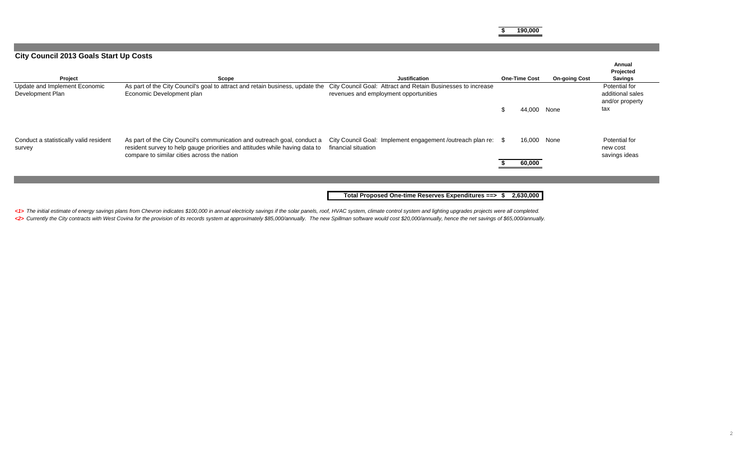**$ 190,000**

## City Council 2013 Goals Start Up Costs

| Project | Scope | Justification | One-Time Cost | On-going Cost | Annual Projected Savings |
|---|---|---|---|---|---|
| Update and Implement Economic Development Plan | As part of the City Council's goal to attract and retain business, update the Economic Development plan | City Council Goal: Attract and Retain Businesses to increase revenues and employment opportunities | $ 44,000 | None | Potential for additional sales and/or property tax |
| Conduct a statistically valid resident survey | As part of the City Council's communication and outreach goal, conduct a resident survey to help gauge priorities and attitudes while having data to compare to similar cities across the nation | City Council Goal: Implement engagement /outreach plan re: financial situation | $ 16,000 | None | Potential for new cost savings ideas |
| | | | **$ 60,000** | | |

**Total Proposed One-time Reserves Expenditures ==> $ 2,630,000**

*<1> The initial estimate of energy savings plans from Chevron indicates $100,000 in annual electricity savings if the solar panels, roof, HVAC system, climate control system and lighting upgrades projects were all completed.*

*<2> Currently the City contracts with West Covina for the provision of its records system at approximately $85,000/annually. The new Spillman software would cost $20,000/annually, hence the net savings of $65,000/annually.*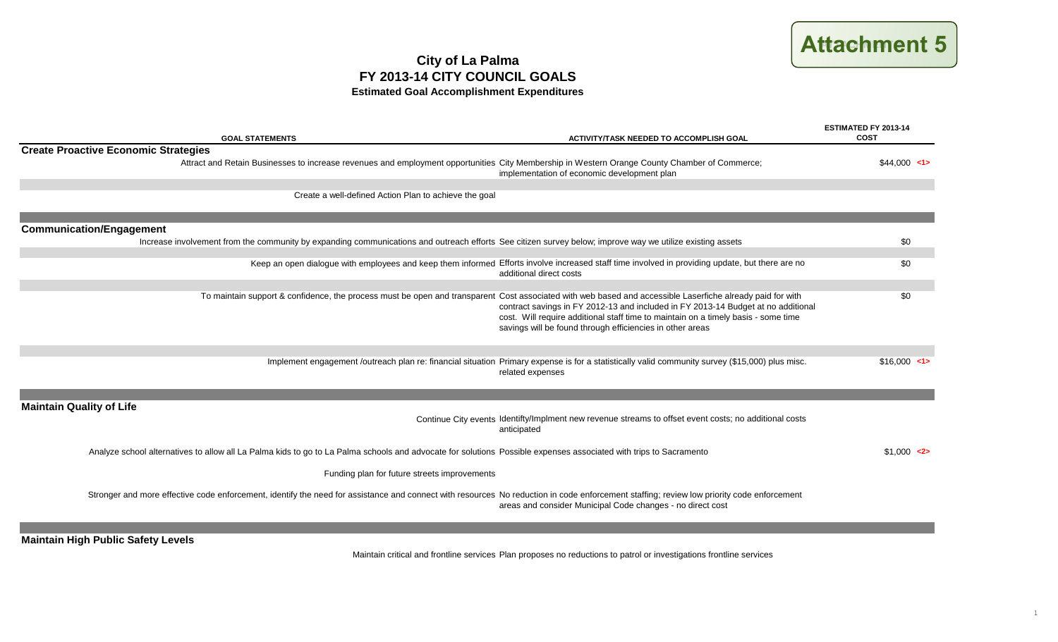**Attachment 5**

# City of La Palma
## FY 2013-14 CITY COUNCIL GOALS
### Estimated Goal Accomplishment Expenditures

| GOAL STATEMENTS | ACTIVITY/TASK NEEDED TO ACCOMPLISH GOAL | ESTIMATED FY 2013-14 COST |
|---|---|---|
| **Create Proactive Economic Strategies** | | |
| Attract and Retain Businesses to increase revenues and employment opportunities | City Membership in Western Orange County Chamber of Commerce; implementation of economic development plan | $44,000 <1> |
| Create a well-defined Action Plan to achieve the goal | | |
| **Communication/Engagement** | | |
| Increase involvement from the community by expanding communications and outreach efforts | See citizen survey below; improve way we utilize existing assets | $0 |
| Keep an open dialogue with employees and keep them informed | Efforts involve increased staff time involved in providing update, but there are no additional direct costs | $0 |
| To maintain support & confidence, the process must be open and transparent | Cost associated with web based and accessible Laserfiche already paid for with contract savings in FY 2012-13 and included in FY 2013-14 Budget at no additional cost. Will require additional staff time to maintain on a timely basis - some time savings will be found through efficiencies in other areas | $0 |
| Implement engagement /outreach plan re: financial situation | Primary expense is for a statistically valid community survey ($15,000) plus misc. related expenses | $16,000 <1> |
| **Maintain Quality of Life** | | |
| Continue City events | Identifty/Implment new revenue streams to offset event costs; no additional costs anticipated | |
| Analyze school alternatives to allow all La Palma kids to go to La Palma schools and advocate for solutions | Possible expenses associated with trips to Sacramento | $1,000 <2> |
| Funding plan for future streets improvements | | |
| Stronger and more effective code enforcement, identify the need for assistance and connect with resources | No reduction in code enforcement staffing; review low priority code enforcement areas and consider Municipal Code changes - no direct cost | |
| **Maintain High Public Safety Levels** | | |
| Maintain critical and frontline services | Plan proposes no reductions to patrol or investigations frontline services | |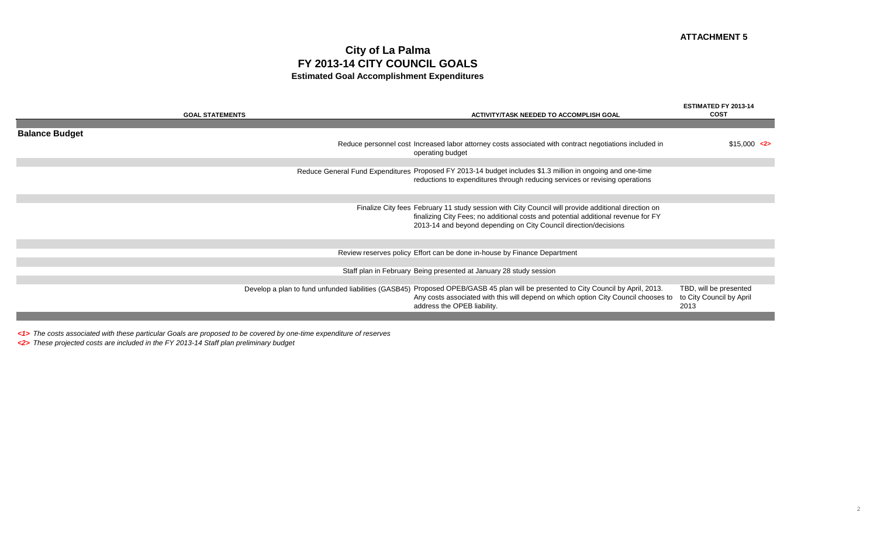ATTACHMENT 5

# City of La Palma
## FY 2013-14 CITY COUNCIL GOALS
### Estimated Goal Accomplishment Expenditures

| GOAL STATEMENTS | ACTIVITY/TASK NEEDED TO ACCOMPLISH GOAL | ESTIMATED FY 2013-14 COST |
|---|---|---|
| **Balance Budget** | | |
| Reduce personnel cost | Increased labor attorney costs associated with contract negotiations included in operating budget | $15,000 <2> |
| Reduce General Fund Expenditures | Proposed FY 2013-14 budget includes $1.3 million in ongoing and one-time reductions to expenditures through reducing services or revising operations | |
| Finalize City fees | February 11 study session with City Council will provide additional direction on finalizing City Fees; no additional costs and potential additional revenue for FY 2013-14 and beyond depending on City Council direction/decisions | |
| Review reserves policy | Effort can be done in-house by Finance Department | |
| Staff plan in February | Being presented at January 28 study session | |
| Develop a plan to fund unfunded liabilities (GASB45) | Proposed OPEB/GASB 45 plan will be presented to City Council by April, 2013. Any costs associated with this will depend on which option City Council chooses to address the OPEB liability. | TBD, will be presented to City Council by April 2013 |

*<1> The costs associated with these particular Goals are proposed to be covered by one-time expenditure of reserves*

*<2> These projected costs are included in the FY 2013-14 Staff plan preliminary budget*